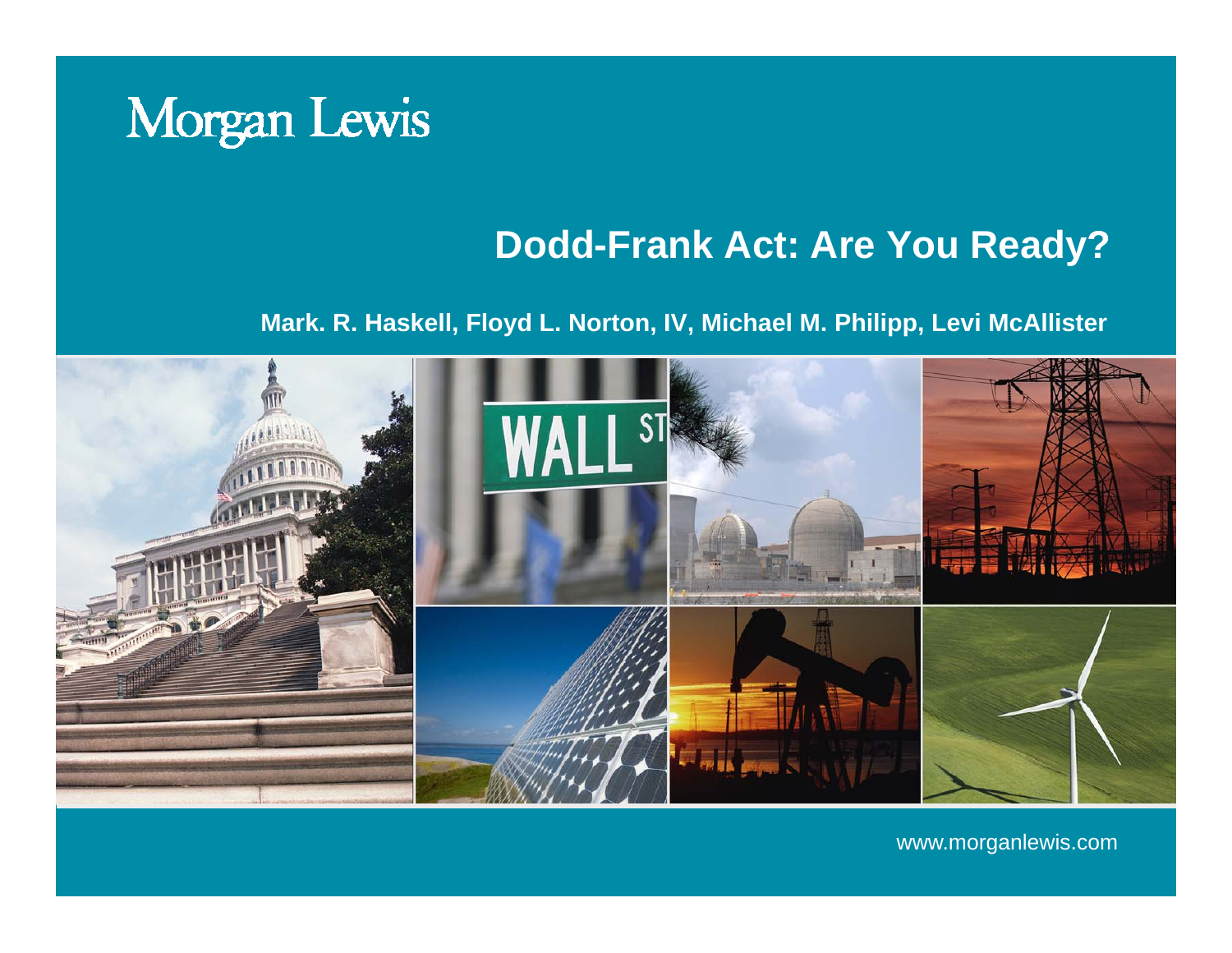Morgan Lewis

# Dodd-Frank Act: Are You Ready?

**Mark. R. Haskell, Floyd L. Norton, IV, Michael M. Philipp, Levi McAllister**

www.morganlewis.com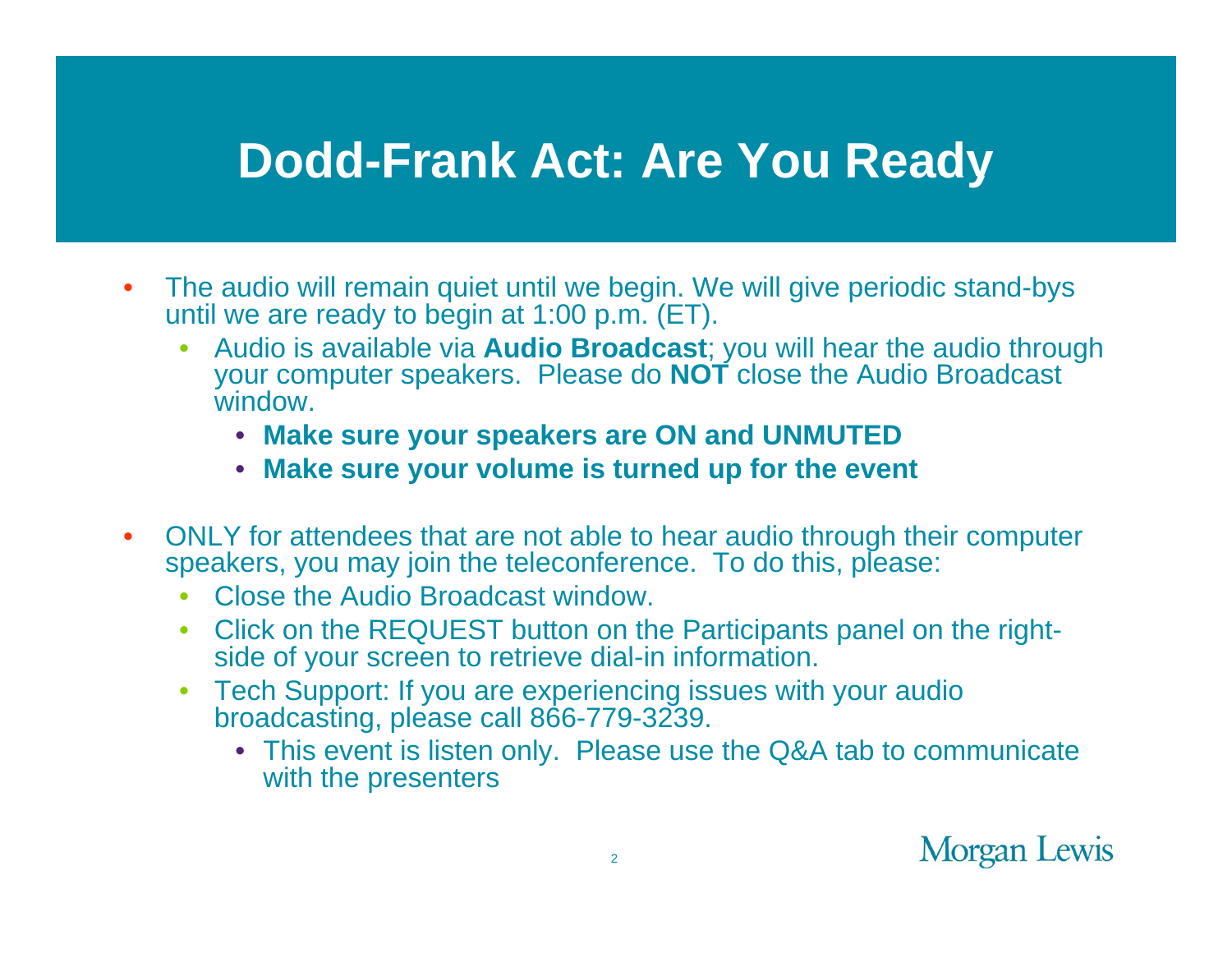# Dodd-Frank Act: Are You Ready

- The audio will remain quiet until we begin. We will give periodic stand-bys until we are ready to begin at 1:00 p.m. (ET).
  - Audio is available via **Audio Broadcast**; you will hear the audio through your computer speakers. Please do **NOT** close the Audio Broadcast window.
    - **Make sure your speakers are ON and UNMUTED**
    - **Make sure your volume is turned up for the event**
- ONLY for attendees that are not able to hear audio through their computer speakers, you may join the teleconference. To do this, please:
  - Close the Audio Broadcast window.
  - Click on the REQUEST button on the Participants panel on the right-side of your screen to retrieve dial-in information.
  - Tech Support: If you are experiencing issues with your audio broadcasting, please call 866-779-3239.
    - This event is listen only. Please use the Q&A tab to communicate with the presenters

Morgan Lewis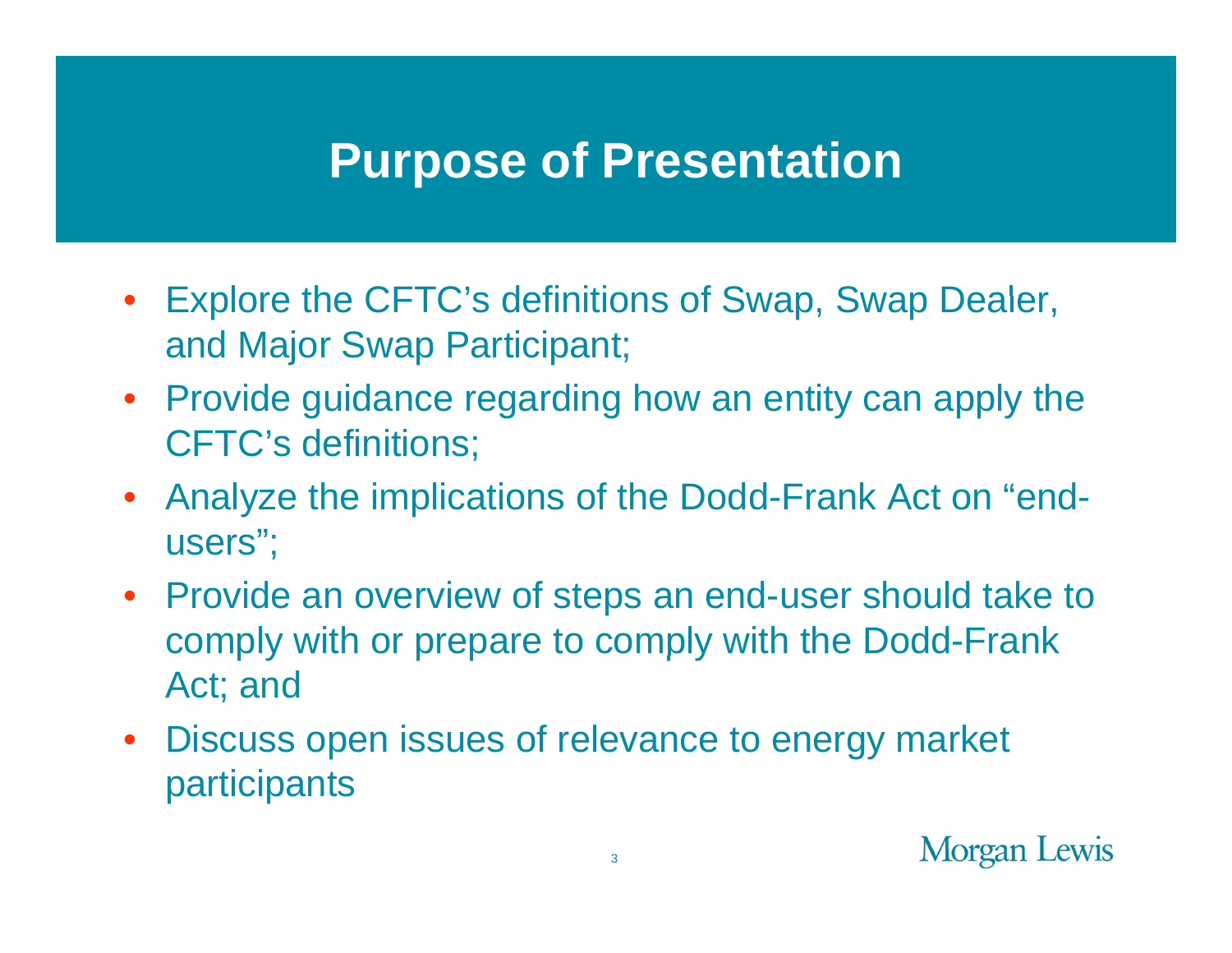# Purpose of Presentation

- Explore the CFTC's definitions of Swap, Swap Dealer, and Major Swap Participant;
- Provide guidance regarding how an entity can apply the CFTC's definitions;
- Analyze the implications of the Dodd-Frank Act on "end-users";
- Provide an overview of steps an end-user should take to comply with or prepare to comply with the Dodd-Frank Act; and
- Discuss open issues of relevance to energy market participants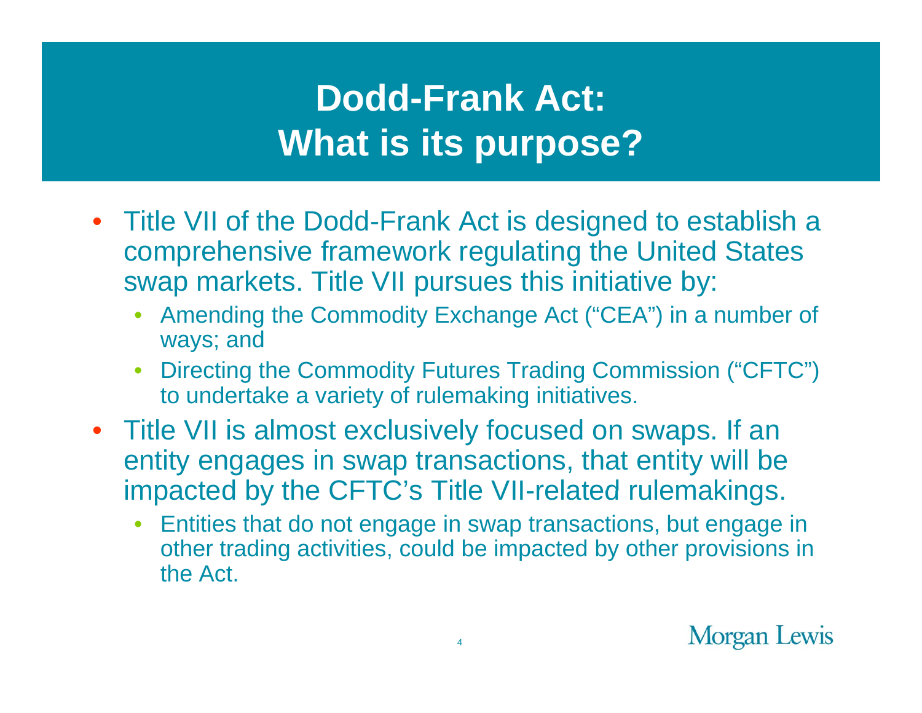# Dodd-Frank Act: What is its purpose?

- Title VII of the Dodd-Frank Act is designed to establish a comprehensive framework regulating the United States swap markets. Title VII pursues this initiative by:
  - Amending the Commodity Exchange Act (“CEA”) in a number of ways; and
  - Directing the Commodity Futures Trading Commission (“CFTC”) to undertake a variety of rulemaking initiatives.
- Title VII is almost exclusively focused on swaps. If an entity engages in swap transactions, that entity will be impacted by the CFTC’s Title VII-related rulemakings.
  - Entities that do not engage in swap transactions, but engage in other trading activities, could be impacted by other provisions in the Act.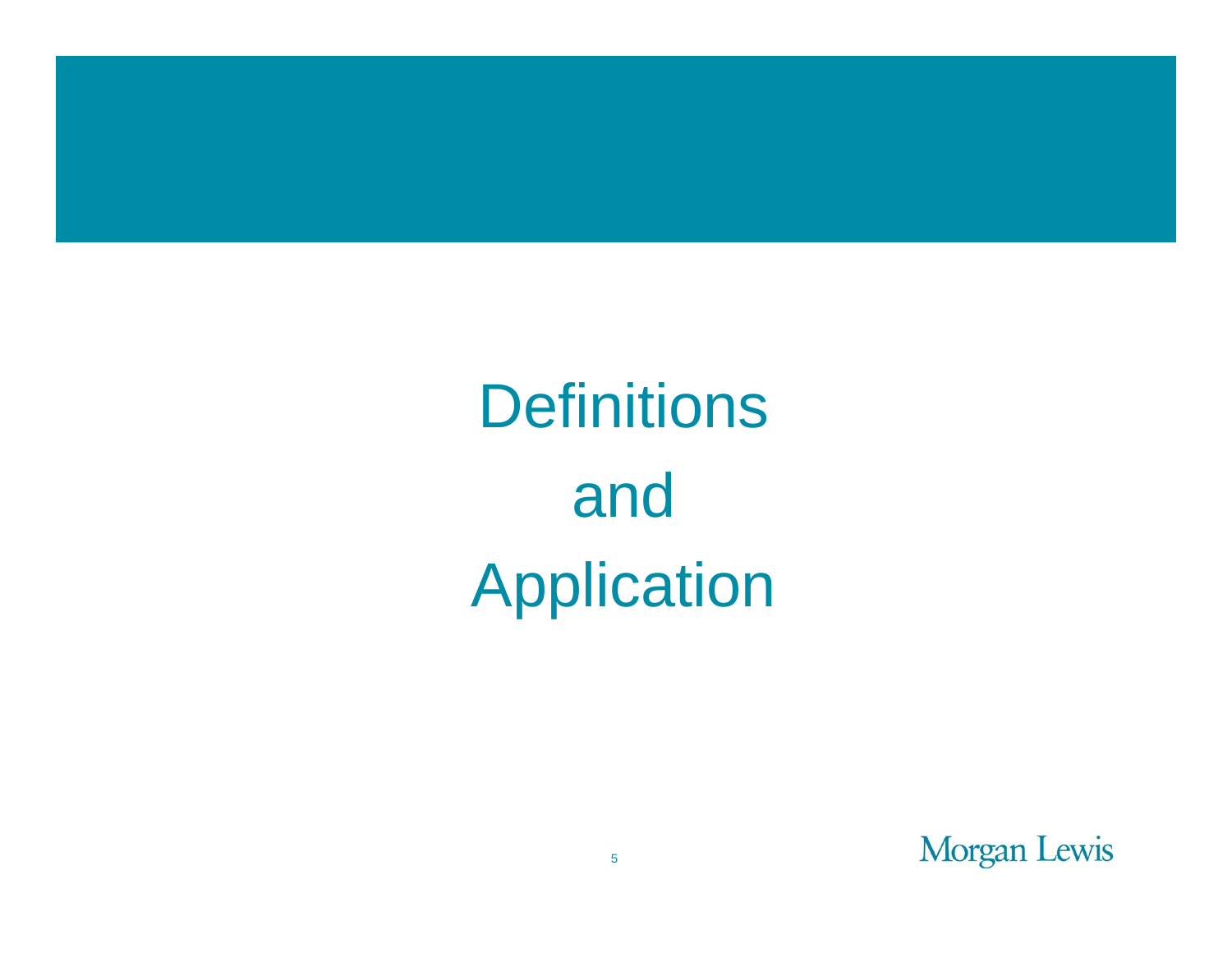# Definitions and Application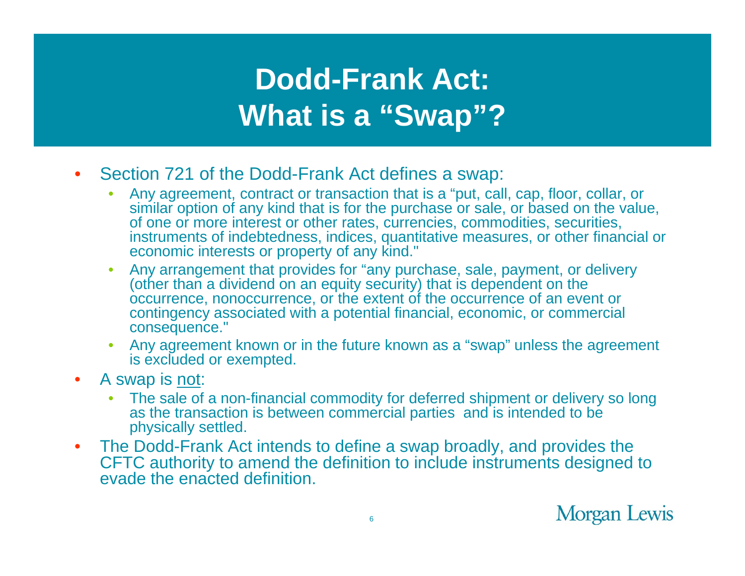# Dodd-Frank Act: What is a "Swap"?

- Section 721 of the Dodd-Frank Act defines a swap:
  - Any agreement, contract or transaction that is a "put, call, cap, floor, collar, or similar option of any kind that is for the purchase or sale, or based on the value, of one or more interest or other rates, currencies, commodities, securities, instruments of indebtedness, indices, quantitative measures, or other financial or economic interests or property of any kind."
  - Any arrangement that provides for "any purchase, sale, payment, or delivery (other than a dividend on an equity security) that is dependent on the occurrence, nonoccurrence, or the extent of the occurrence of an event or contingency associated with a potential financial, economic, or commercial consequence."
  - Any agreement known or in the future known as a "swap" unless the agreement is excluded or exempted.
- A swap is <u>not</u>:
  - The sale of a non-financial commodity for deferred shipment or delivery so long as the transaction is between commercial parties and is intended to be physically settled.
- The Dodd-Frank Act intends to define a swap broadly, and provides the CFTC authority to amend the definition to include instruments designed to evade the enacted definition.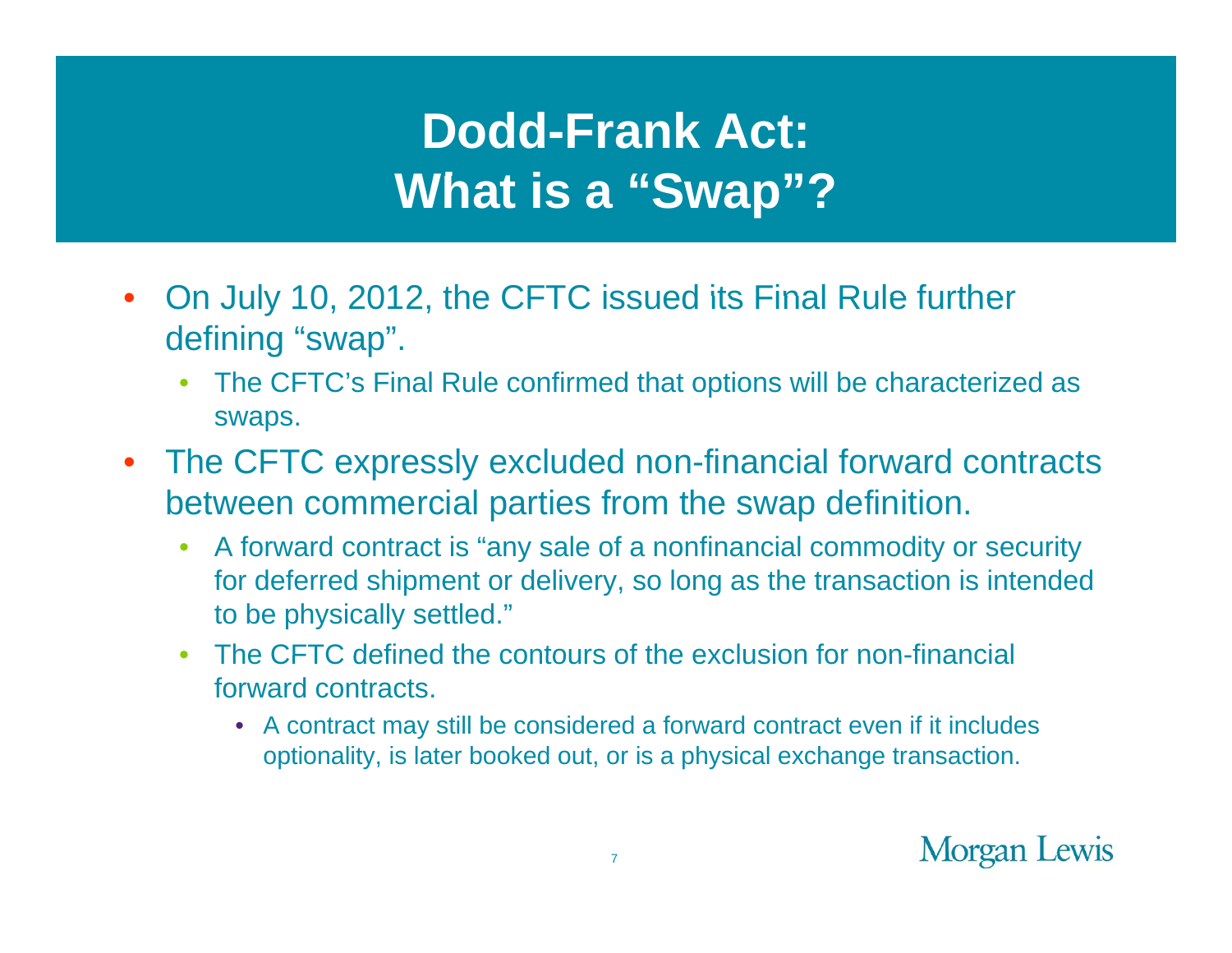# Dodd-Frank Act: What is a "Swap"?

- On July 10, 2012, the CFTC issued its Final Rule further defining "swap".
  - The CFTC's Final Rule confirmed that options will be characterized as swaps.
- The CFTC expressly excluded non-financial forward contracts between commercial parties from the swap definition.
  - A forward contract is "any sale of a nonfinancial commodity or security for deferred shipment or delivery, so long as the transaction is intended to be physically settled."
  - The CFTC defined the contours of the exclusion for non-financial forward contracts.
    - A contract may still be considered a forward contract even if it includes optionality, is later booked out, or is a physical exchange transaction.

Morgan Lewis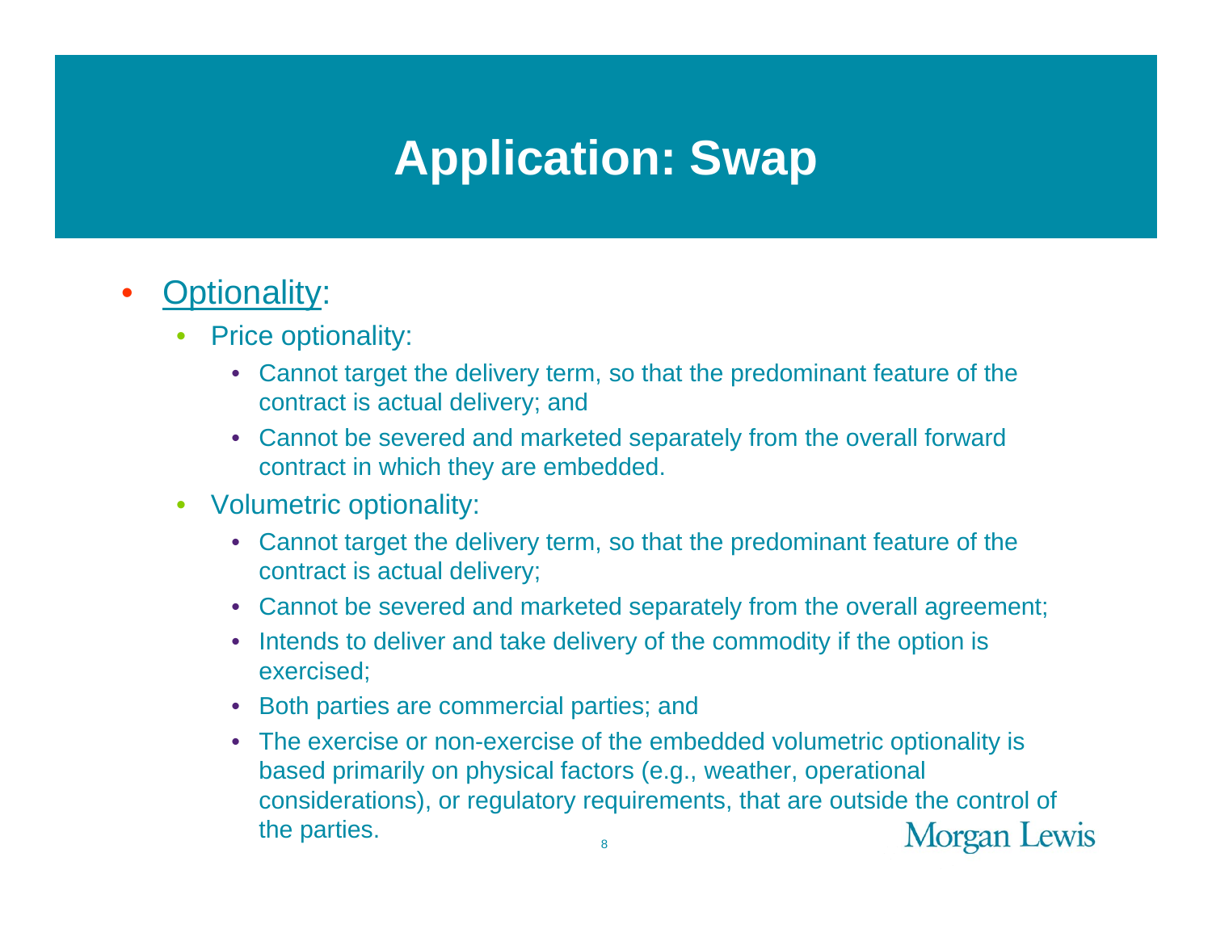# Application: Swap

- Optionality:
  - Price optionality:
    - Cannot target the delivery term, so that the predominant feature of the contract is actual delivery; and
    - Cannot be severed and marketed separately from the overall forward contract in which they are embedded.
  - Volumetric optionality:
    - Cannot target the delivery term, so that the predominant feature of the contract is actual delivery;
    - Cannot be severed and marketed separately from the overall agreement;
    - Intends to deliver and take delivery of the commodity if the option is exercised;
    - Both parties are commercial parties; and
    - The exercise or non-exercise of the embedded volumetric optionality is based primarily on physical factors (e.g., weather, operational considerations), or regulatory requirements, that are outside the control of the parties.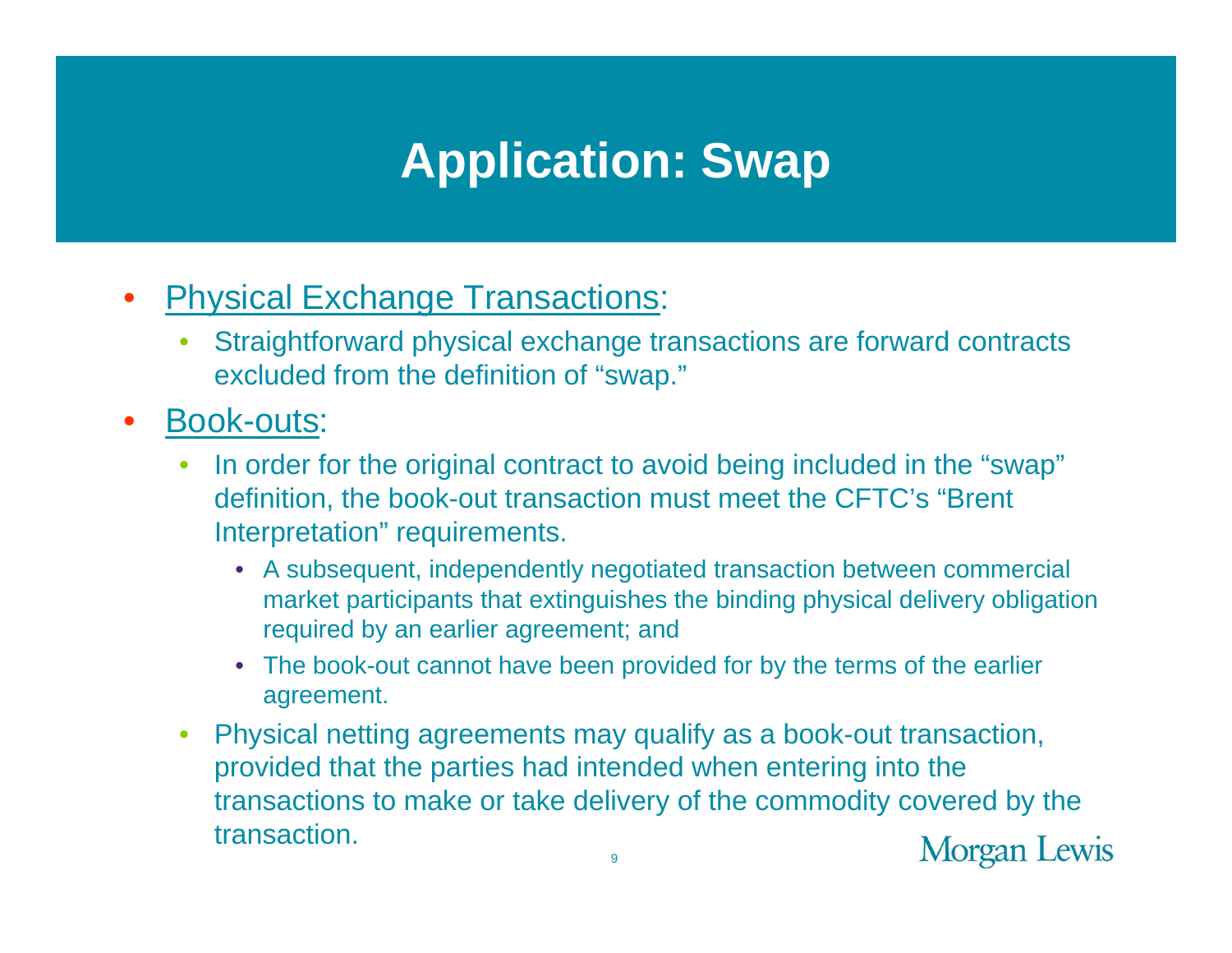# Application: Swap

- <u>Physical Exchange Transactions</u>:
  - Straightforward physical exchange transactions are forward contracts excluded from the definition of "swap."
- <u>Book-outs</u>:
  - In order for the original contract to avoid being included in the "swap" definition, the book-out transaction must meet the CFTC's "Brent Interpretation" requirements.
    - A subsequent, independently negotiated transaction between commercial market participants that extinguishes the binding physical delivery obligation required by an earlier agreement; and
    - The book-out cannot have been provided for by the terms of the earlier agreement.
  - Physical netting agreements may qualify as a book-out transaction, provided that the parties had intended when entering into the transactions to make or take delivery of the commodity covered by the transaction.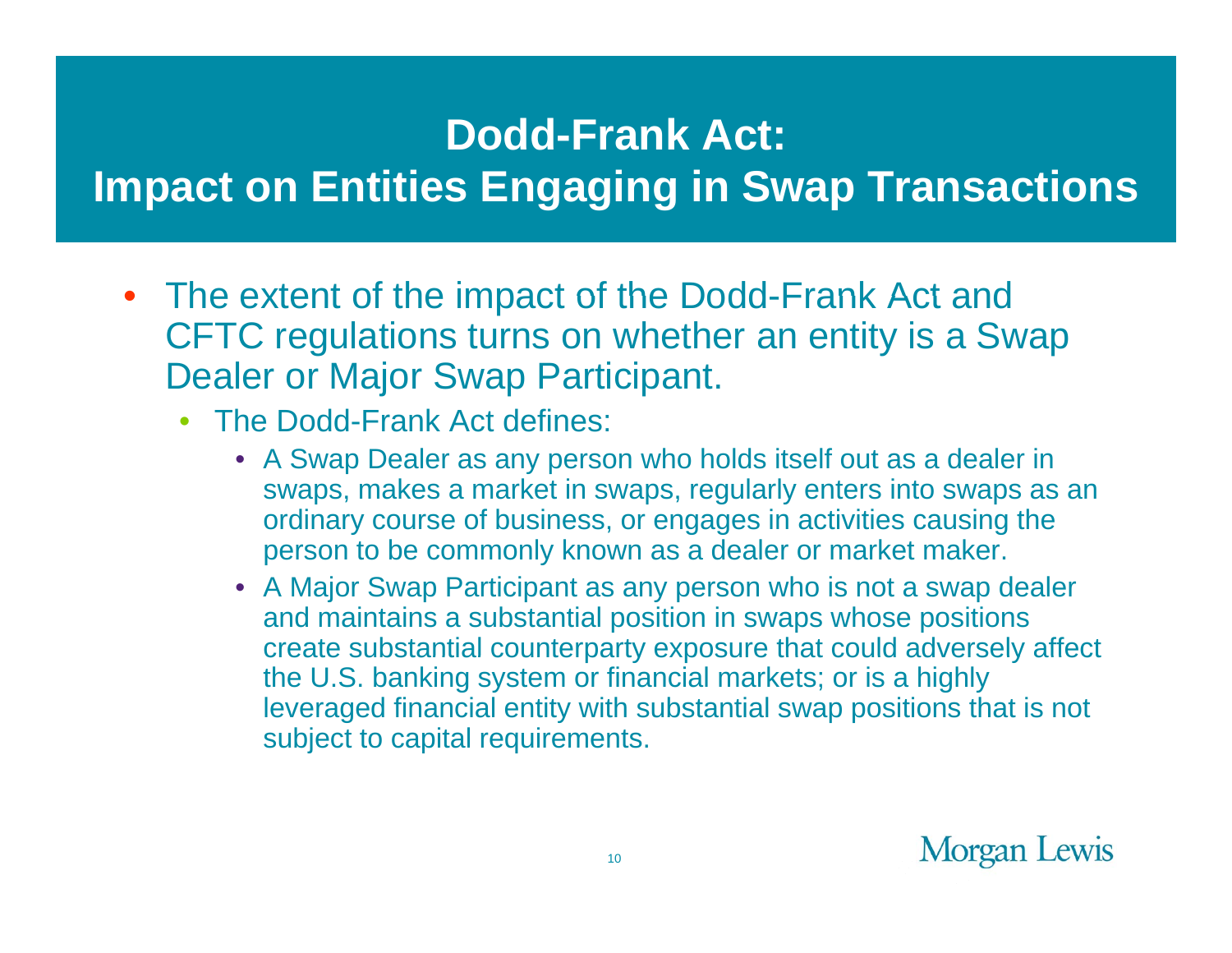# Dodd-Frank Act: Impact on Entities Engaging in Swap Transactions

- The extent of the impact of the Dodd-Frank Act and CFTC regulations turns on whether an entity is a Swap Dealer or Major Swap Participant.
  - The Dodd-Frank Act defines:
    - A Swap Dealer as any person who holds itself out as a dealer in swaps, makes a market in swaps, regularly enters into swaps as an ordinary course of business, or engages in activities causing the person to be commonly known as a dealer or market maker.
    - A Major Swap Participant as any person who is not a swap dealer and maintains a substantial position in swaps whose positions create substantial counterparty exposure that could adversely affect the U.S. banking system or financial markets; or is a highly leveraged financial entity with substantial swap positions that is not subject to capital requirements.

Morgan Lewis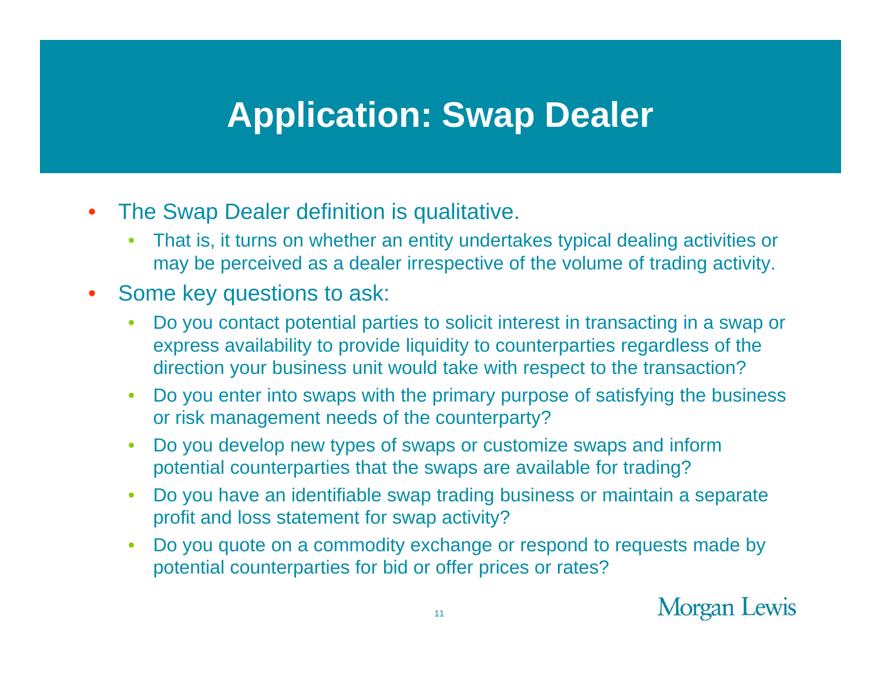# Application: Swap Dealer

- The Swap Dealer definition is qualitative.
  - That is, it turns on whether an entity undertakes typical dealing activities or may be perceived as a dealer irrespective of the volume of trading activity.
- Some key questions to ask:
  - Do you contact potential parties to solicit interest in transacting in a swap or express availability to provide liquidity to counterparties regardless of the direction your business unit would take with respect to the transaction?
  - Do you enter into swaps with the primary purpose of satisfying the business or risk management needs of the counterparty?
  - Do you develop new types of swaps or customize swaps and inform potential counterparties that the swaps are available for trading?
  - Do you have an identifiable swap trading business or maintain a separate profit and loss statement for swap activity?
  - Do you quote on a commodity exchange or respond to requests made by potential counterparties for bid or offer prices or rates?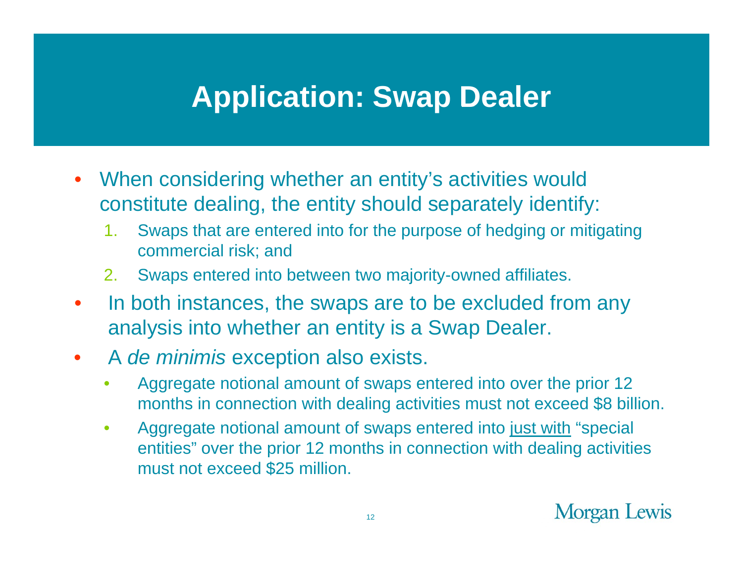# Application: Swap Dealer

- When considering whether an entity's activities would constitute dealing, the entity should separately identify:
  1. Swaps that are entered into for the purpose of hedging or mitigating commercial risk; and
  2. Swaps entered into between two majority-owned affiliates.
- In both instances, the swaps are to be excluded from any analysis into whether an entity is a Swap Dealer.
- A *de minimis* exception also exists.
  - Aggregate notional amount of swaps entered into over the prior 12 months in connection with dealing activities must not exceed $8 billion.
  - Aggregate notional amount of swaps entered into <u>just with</u> "special entities" over the prior 12 months in connection with dealing activities must not exceed $25 million.

Morgan Lewis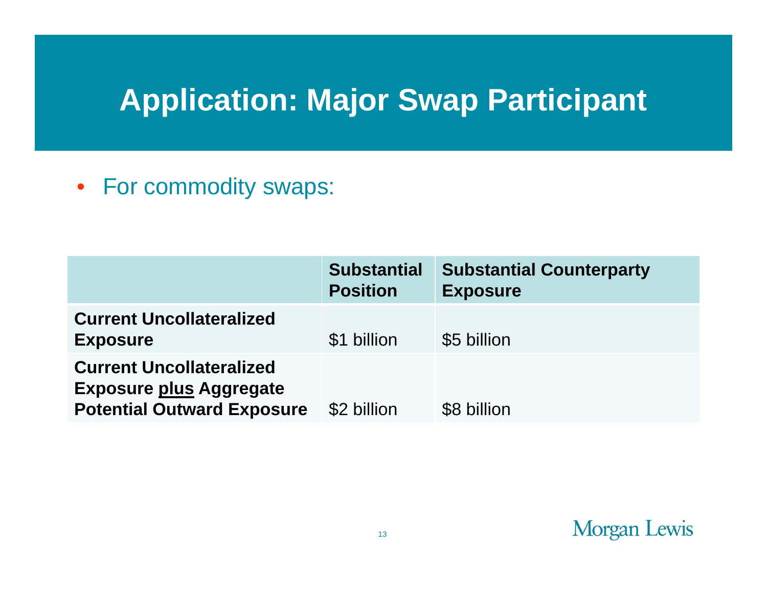# Application: Major Swap Participant

- For commodity swaps:

| | Substantial Position | Substantial Counterparty Exposure |
| --- | --- | --- |
| **Current Uncollateralized Exposure** | $1 billion | $5 billion |
| **Current Uncollateralized Exposure plus Aggregate Potential Outward Exposure** | $2 billion | $8 billion |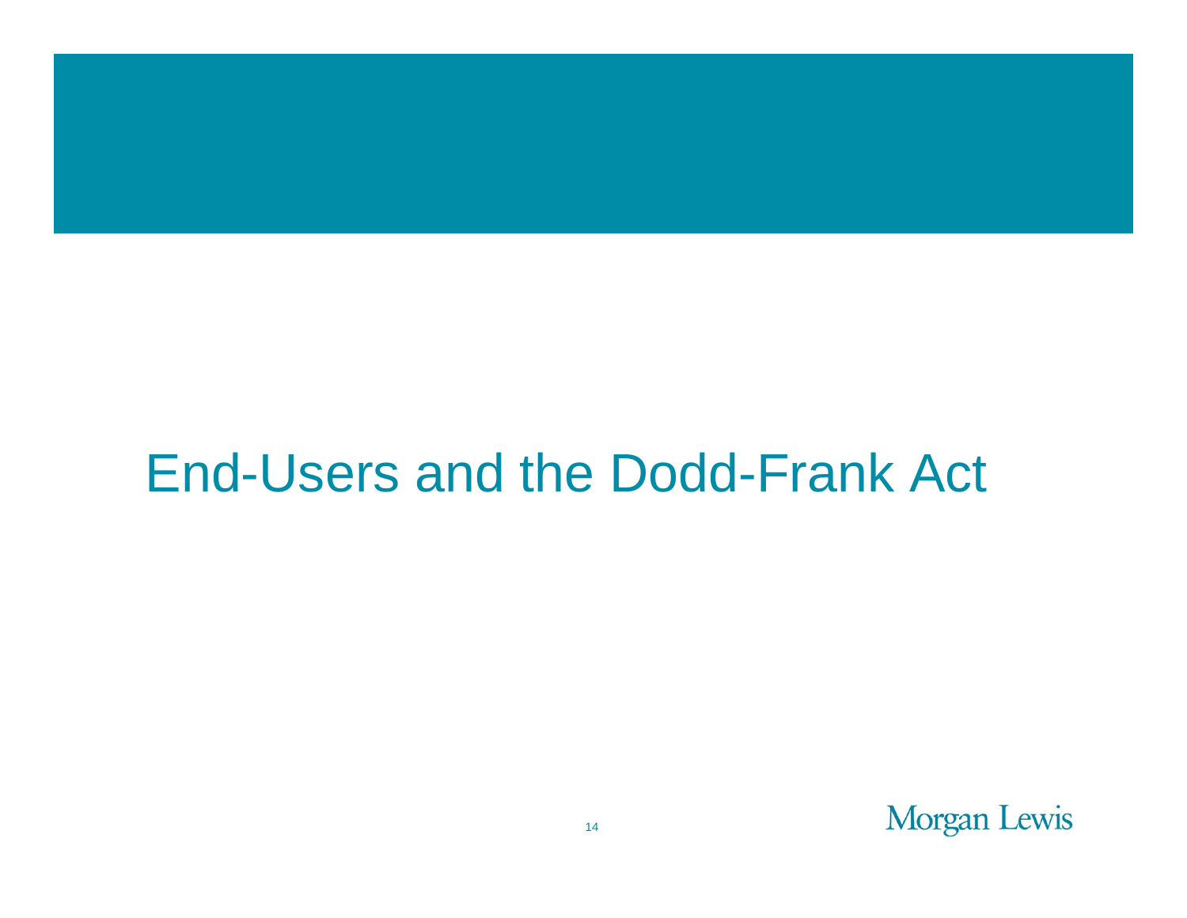# End-Users and the Dodd-Frank Act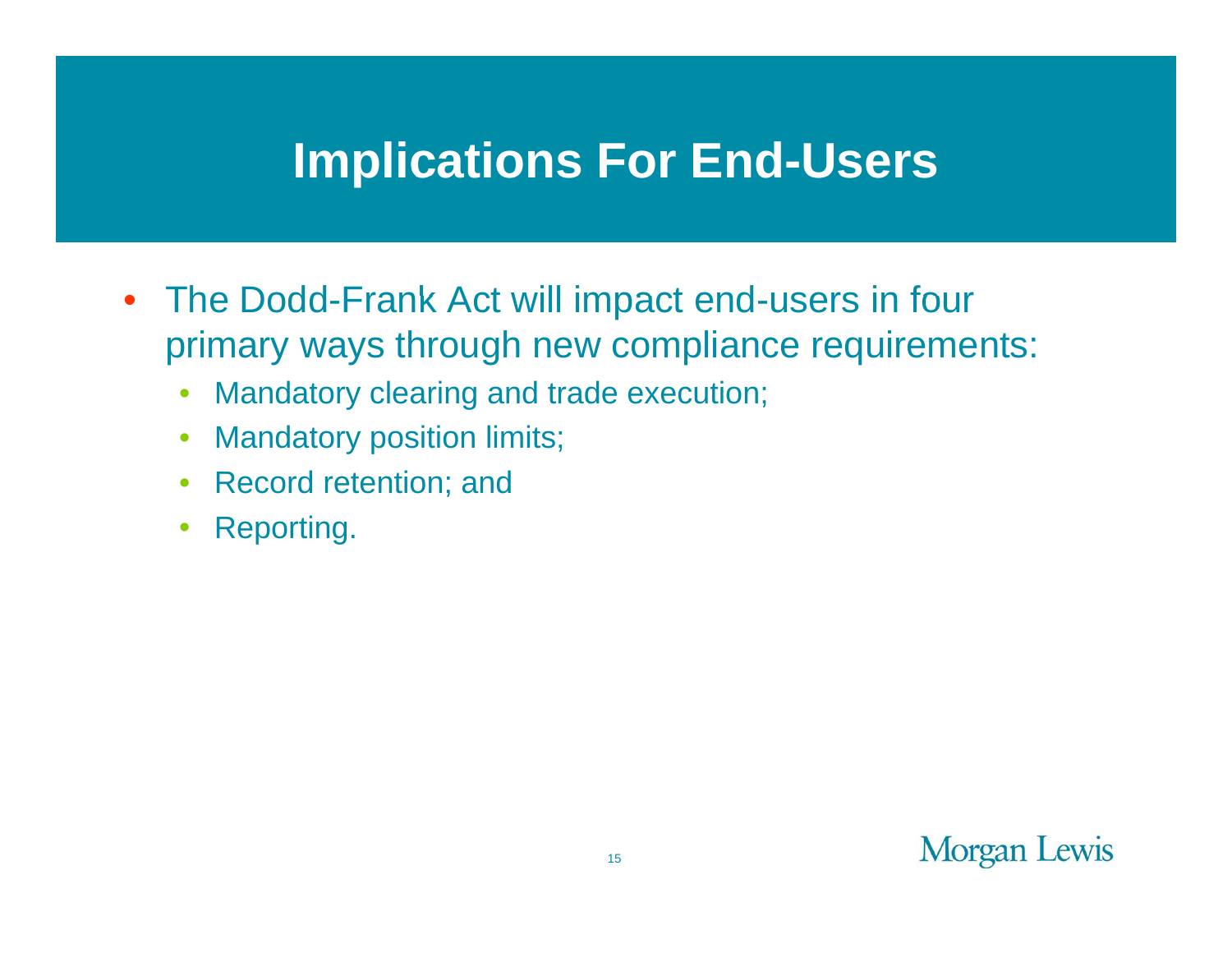# Implications For End-Users

- The Dodd-Frank Act will impact end-users in four primary ways through new compliance requirements:
  - Mandatory clearing and trade execution;
  - Mandatory position limits;
  - Record retention; and
  - Reporting.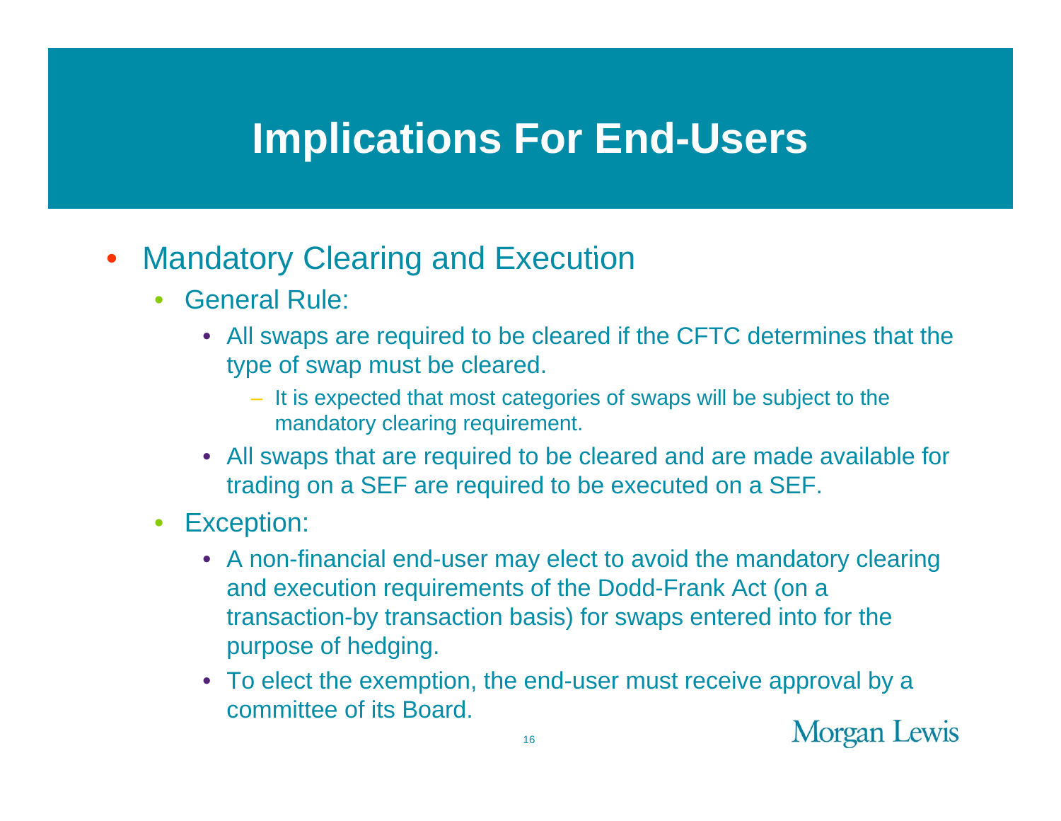# Implications For End-Users

- Mandatory Clearing and Execution
  - General Rule:
    - All swaps are required to be cleared if the CFTC determines that the type of swap must be cleared.
      - It is expected that most categories of swaps will be subject to the mandatory clearing requirement.
    - All swaps that are required to be cleared and are made available for trading on a SEF are required to be executed on a SEF.
  - Exception:
    - A non-financial end-user may elect to avoid the mandatory clearing and execution requirements of the Dodd-Frank Act (on a transaction-by transaction basis) for swaps entered into for the purpose of hedging.
    - To elect the exemption, the end-user must receive approval by a committee of its Board.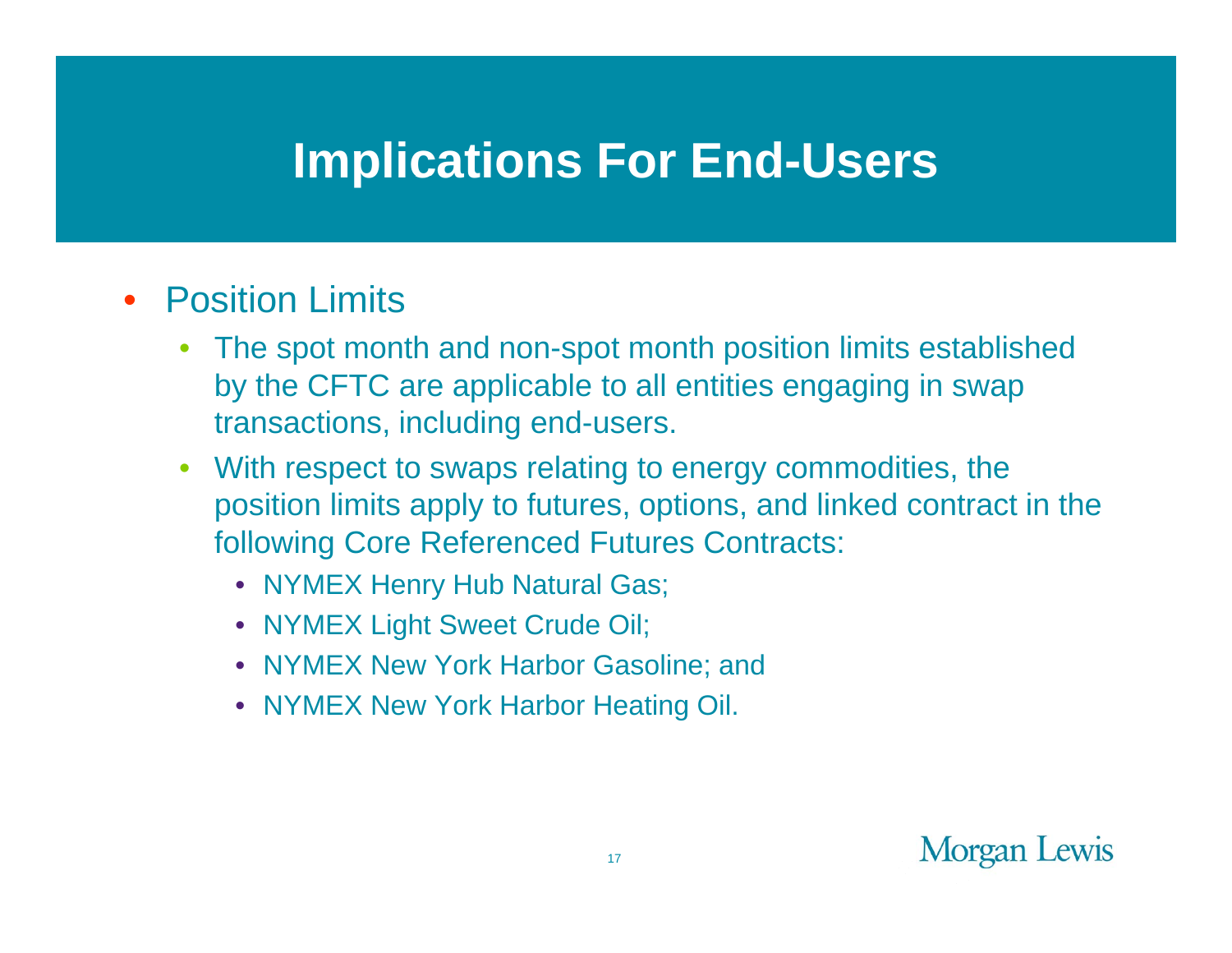# Implications For End-Users

- Position Limits
  - The spot month and non-spot month position limits established by the CFTC are applicable to all entities engaging in swap transactions, including end-users.
  - With respect to swaps relating to energy commodities, the position limits apply to futures, options, and linked contract in the following Core Referenced Futures Contracts:
    - NYMEX Henry Hub Natural Gas;
    - NYMEX Light Sweet Crude Oil;
    - NYMEX New York Harbor Gasoline; and
    - NYMEX New York Harbor Heating Oil.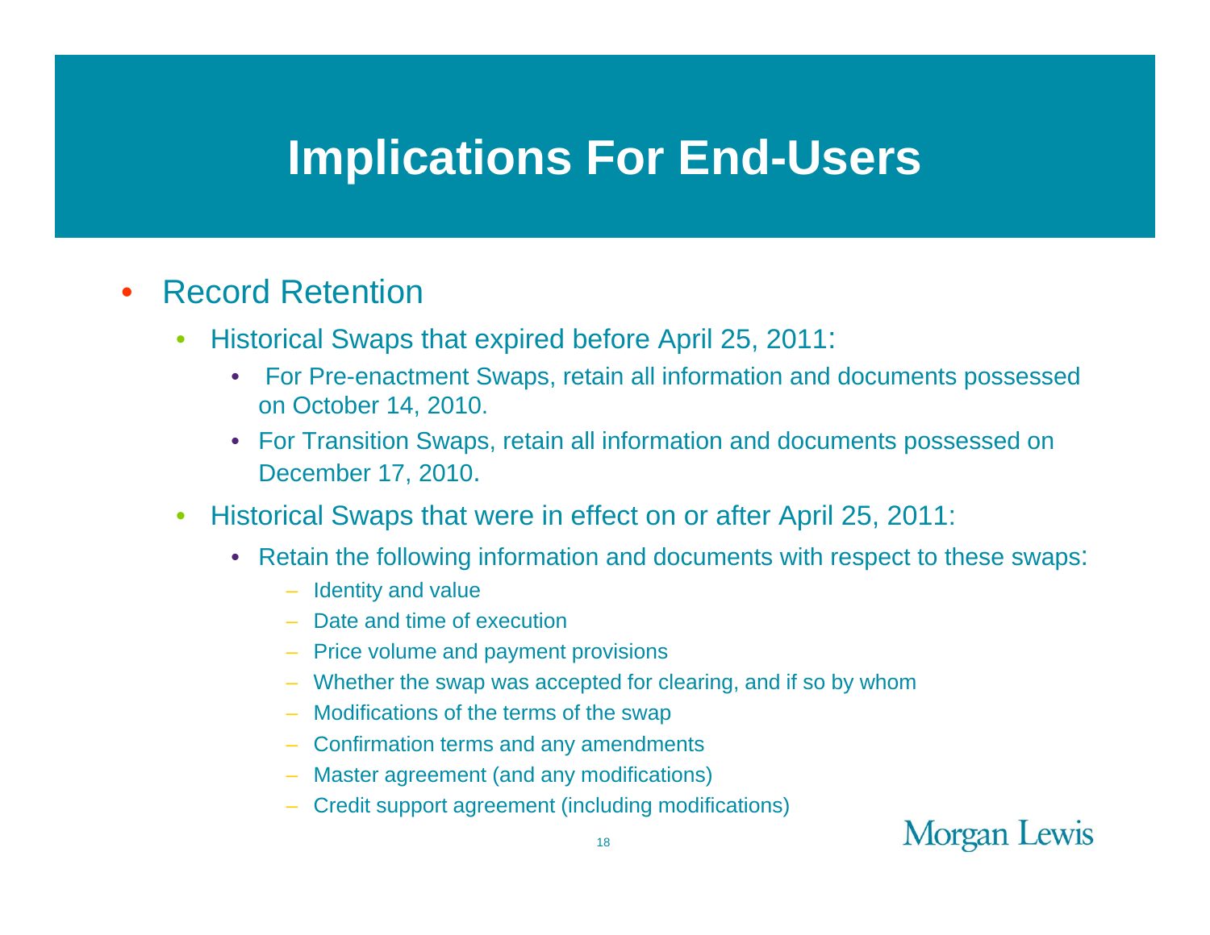# Implications For End-Users

- Record Retention
  - Historical Swaps that expired before April 25, 2011:
    - For Pre-enactment Swaps, retain all information and documents possessed on October 14, 2010.
    - For Transition Swaps, retain all information and documents possessed on December 17, 2010.
  - Historical Swaps that were in effect on or after April 25, 2011:
    - Retain the following information and documents with respect to these swaps:
      - Identity and value
      - Date and time of execution
      - Price volume and payment provisions
      - Whether the swap was accepted for clearing, and if so by whom
      - Modifications of the terms of the swap
      - Confirmation terms and any amendments
      - Master agreement (and any modifications)
      - Credit support agreement (including modifications)

Morgan Lewis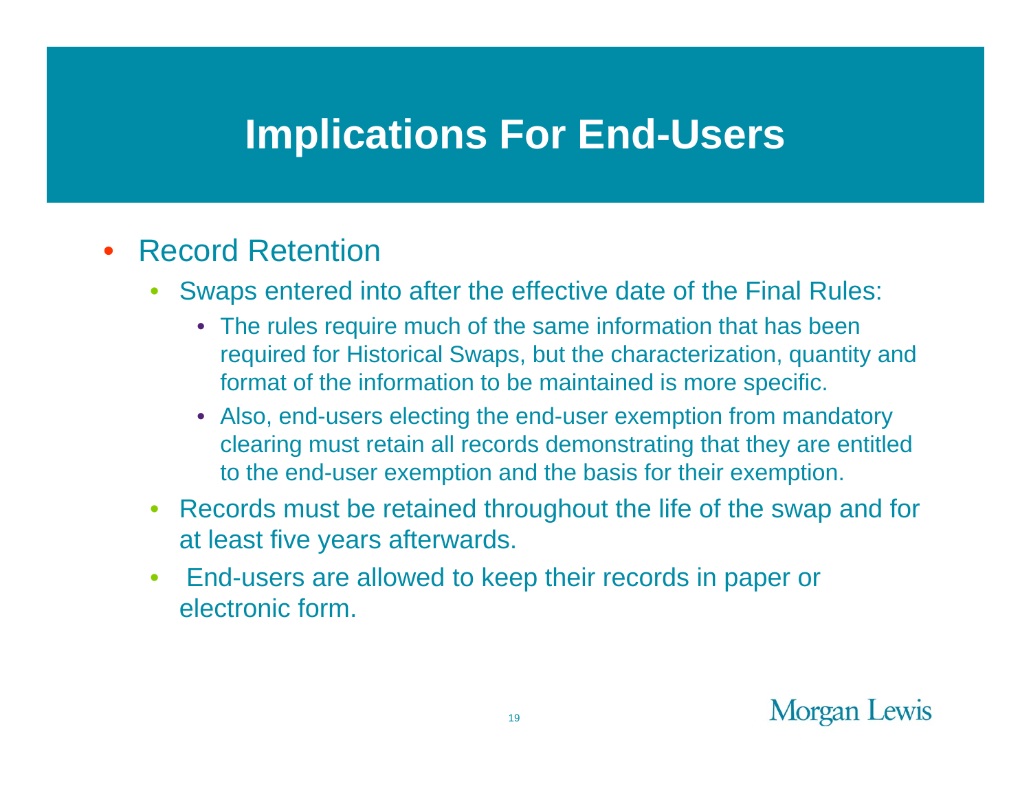# Implications For End-Users

- Record Retention
  - Swaps entered into after the effective date of the Final Rules:
    - The rules require much of the same information that has been required for Historical Swaps, but the characterization, quantity and format of the information to be maintained is more specific.
    - Also, end-users electing the end-user exemption from mandatory clearing must retain all records demonstrating that they are entitled to the end-user exemption and the basis for their exemption.
  - Records must be retained throughout the life of the swap and for at least five years afterwards.
  - End-users are allowed to keep their records in paper or electronic form.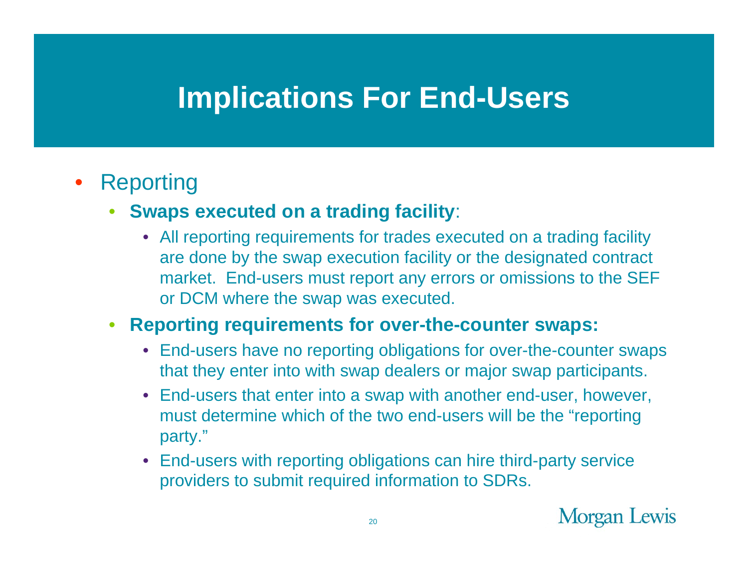# Implications For End-Users

- Reporting
  - **Swaps executed on a trading facility**:
    - All reporting requirements for trades executed on a trading facility are done by the swap execution facility or the designated contract market. End-users must report any errors or omissions to the SEF or DCM where the swap was executed.
  - **Reporting requirements for over-the-counter swaps:**
    - End-users have no reporting obligations for over-the-counter swaps that they enter into with swap dealers or major swap participants.
    - End-users that enter into a swap with another end-user, however, must determine which of the two end-users will be the "reporting party."
    - End-users with reporting obligations can hire third-party service providers to submit required information to SDRs.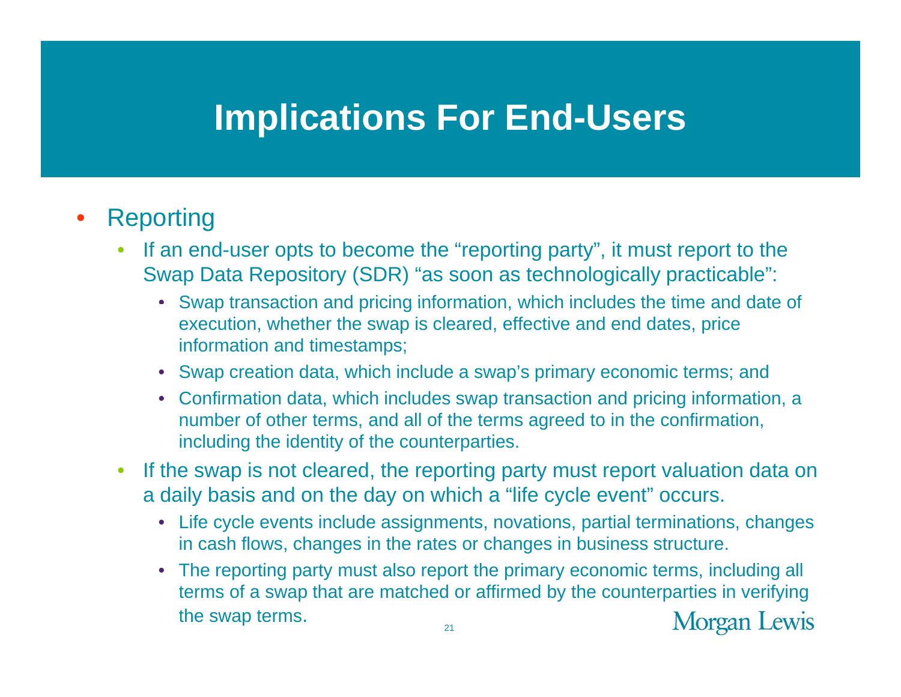# Implications For End-Users

- Reporting
  - If an end-user opts to become the "reporting party", it must report to the Swap Data Repository (SDR) "as soon as technologically practicable":
    - Swap transaction and pricing information, which includes the time and date of execution, whether the swap is cleared, effective and end dates, price information and timestamps;
    - Swap creation data, which include a swap's primary economic terms; and
    - Confirmation data, which includes swap transaction and pricing information, a number of other terms, and all of the terms agreed to in the confirmation, including the identity of the counterparties.
  - If the swap is not cleared, the reporting party must report valuation data on a daily basis and on the day on which a "life cycle event" occurs.
    - Life cycle events include assignments, novations, partial terminations, changes in cash flows, changes in the rates or changes in business structure.
    - The reporting party must also report the primary economic terms, including all terms of a swap that are matched or affirmed by the counterparties in verifying the swap terms.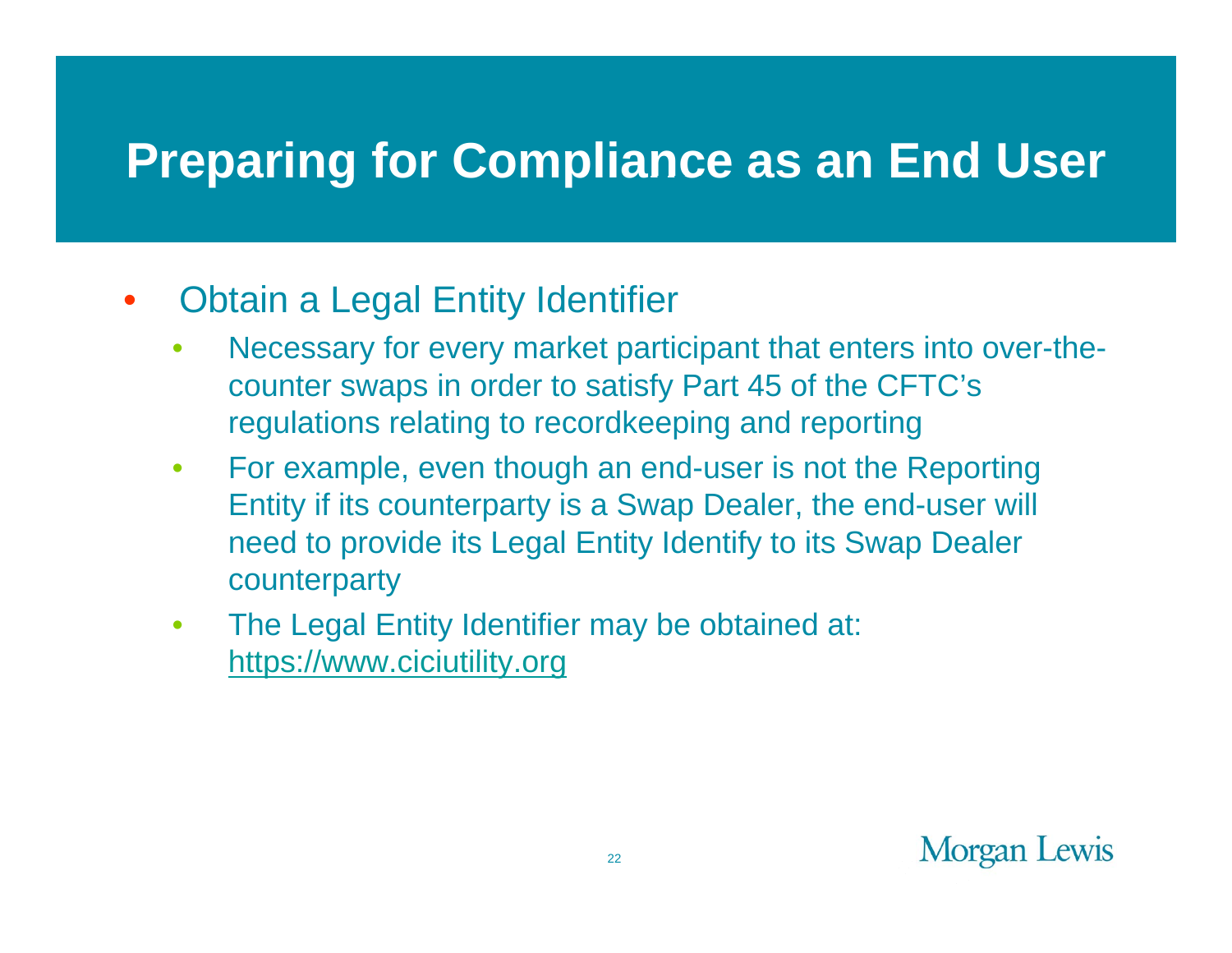# Preparing for Compliance as an End User

- Obtain a Legal Entity Identifier
  - Necessary for every market participant that enters into over-the-counter swaps in order to satisfy Part 45 of the CFTC's regulations relating to recordkeeping and reporting
  - For example, even though an end-user is not the Reporting Entity if its counterparty is a Swap Dealer, the end-user will need to provide its Legal Entity Identify to its Swap Dealer counterparty
  - The Legal Entity Identifier may be obtained at: https://www.ciciutility.org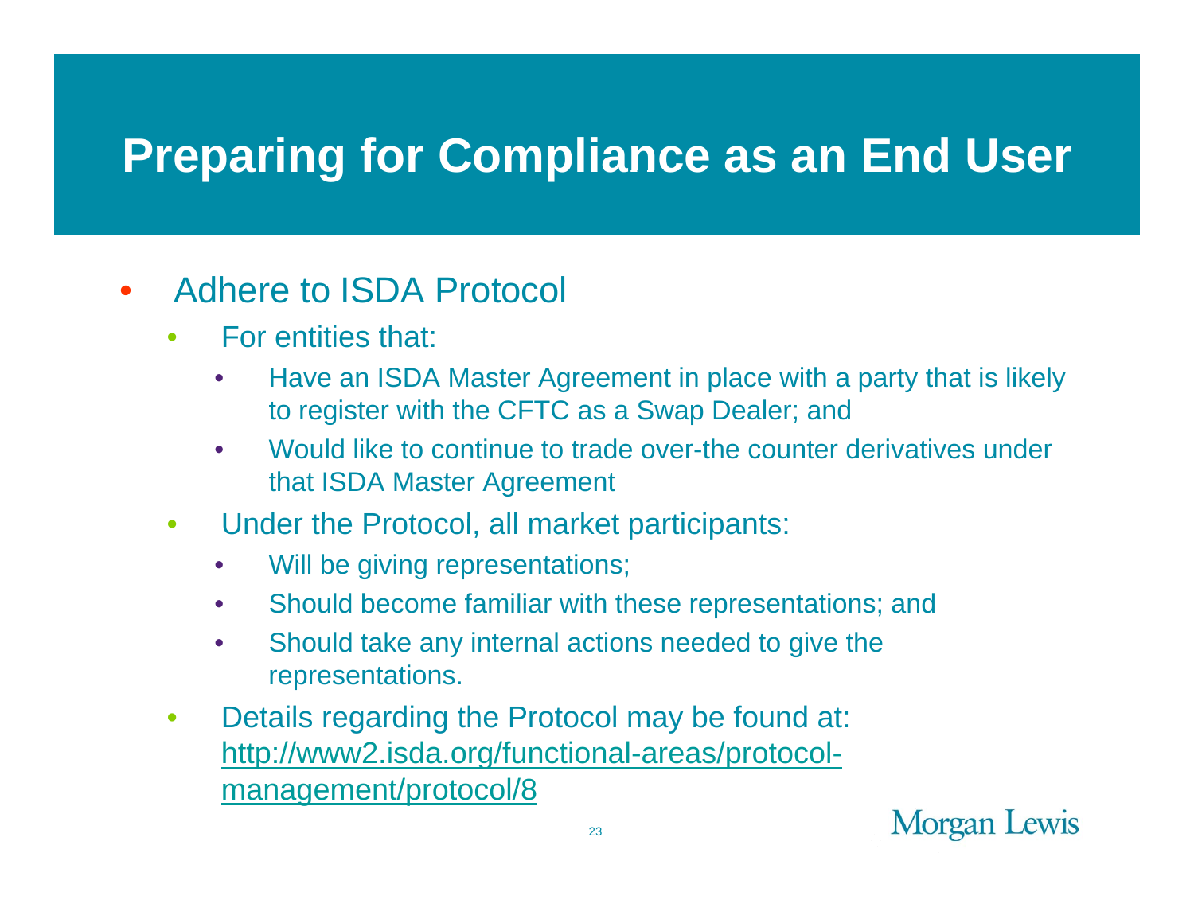# Preparing for Compliance as an End User

- Adhere to ISDA Protocol
  - For entities that:
    - Have an ISDA Master Agreement in place with a party that is likely to register with the CFTC as a Swap Dealer; and
    - Would like to continue to trade over-the counter derivatives under that ISDA Master Agreement
  - Under the Protocol, all market participants:
    - Will be giving representations;
    - Should become familiar with these representations; and
    - Should take any internal actions needed to give the representations.
  - Details regarding the Protocol may be found at: [http://www2.isda.org/functional-areas/protocol-management/protocol/8](http://www2.isda.org/functional-areas/protocol-management/protocol/8)

Morgan Lewis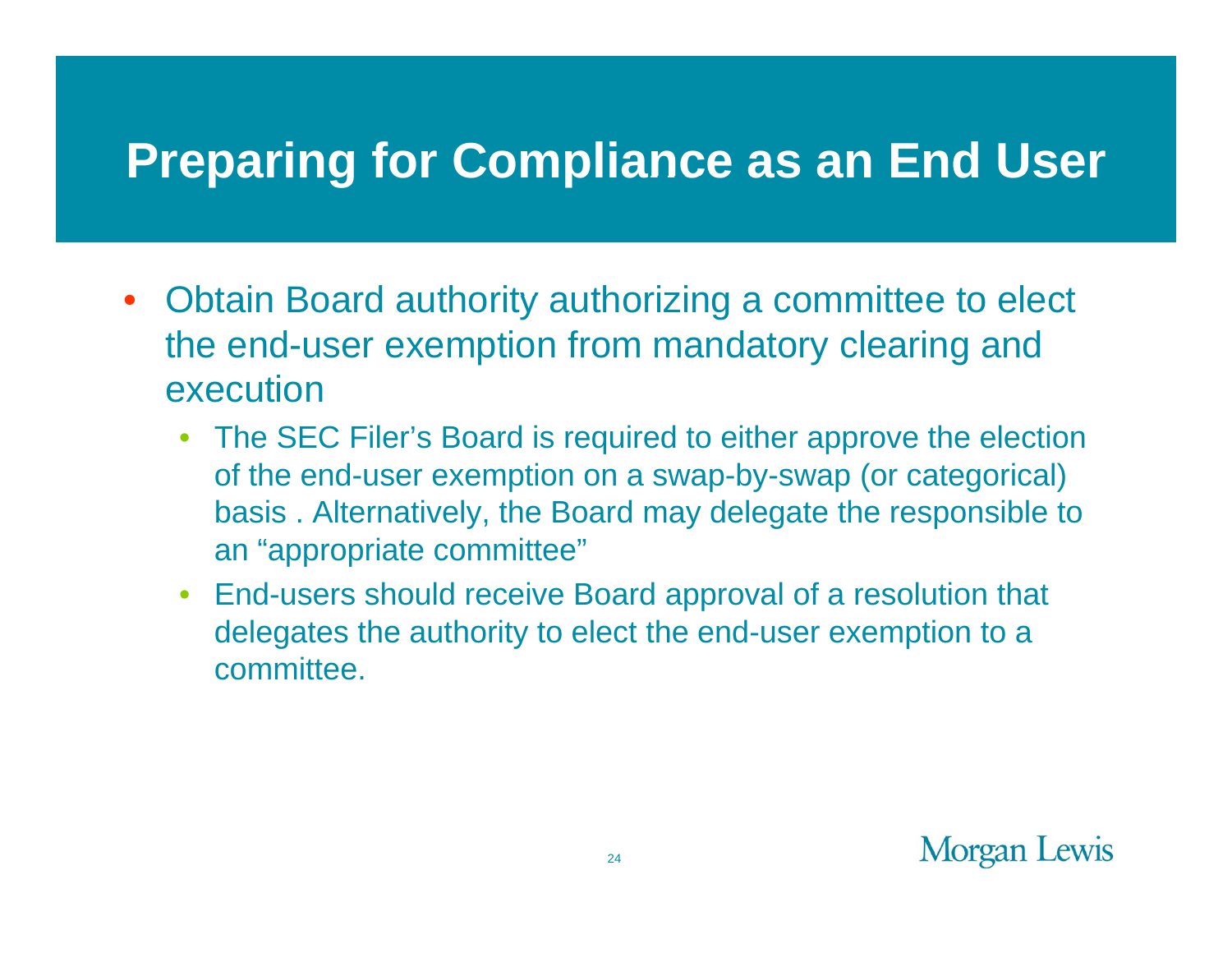# Preparing for Compliance as an End User

- Obtain Board authority authorizing a committee to elect the end-user exemption from mandatory clearing and execution
  - The SEC Filer's Board is required to either approve the election of the end-user exemption on a swap-by-swap (or categorical) basis . Alternatively, the Board may delegate the responsible to an "appropriate committee"
  - End-users should receive Board approval of a resolution that delegates the authority to elect the end-user exemption to a committee.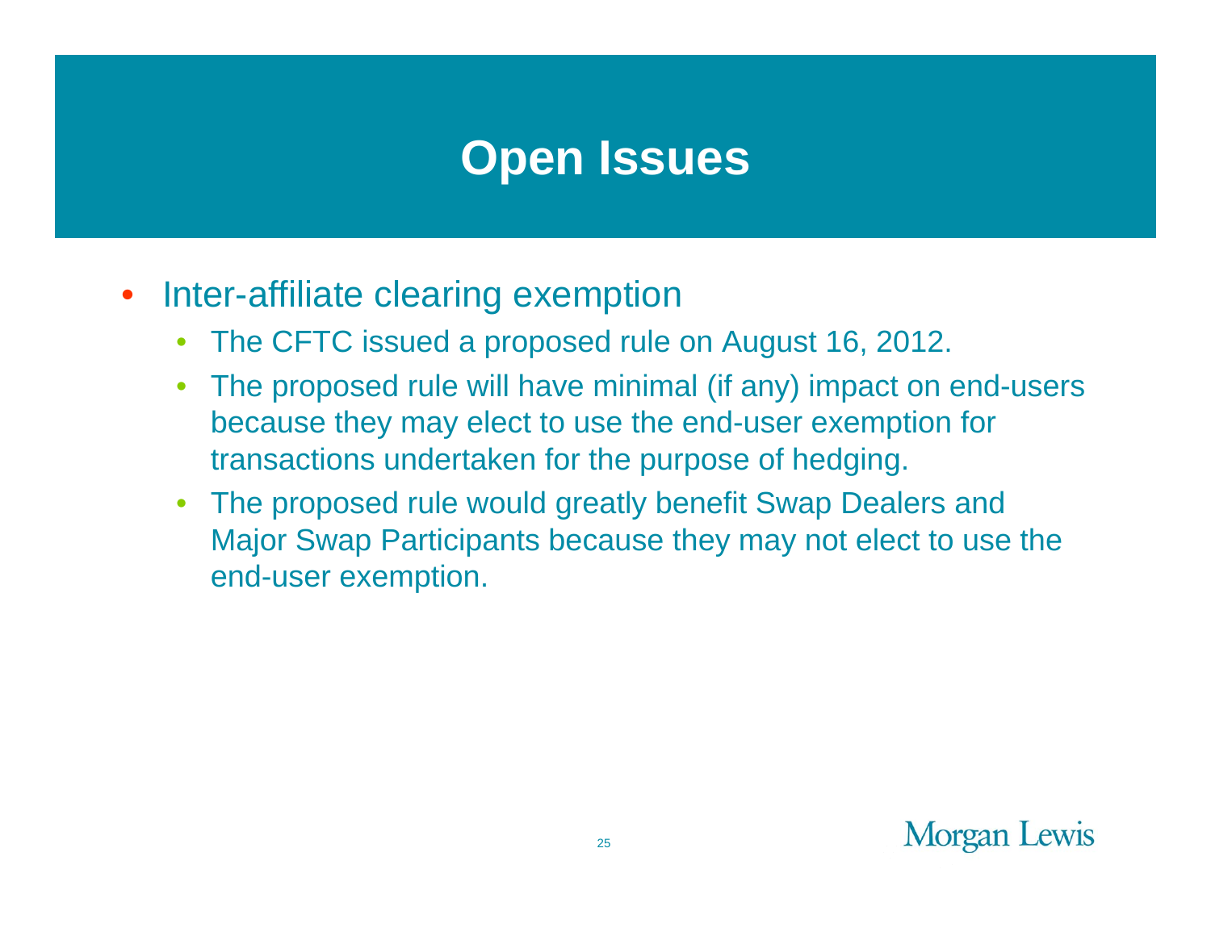# Open Issues

- Inter-affiliate clearing exemption
  - The CFTC issued a proposed rule on August 16, 2012.
  - The proposed rule will have minimal (if any) impact on end-users because they may elect to use the end-user exemption for transactions undertaken for the purpose of hedging.
  - The proposed rule would greatly benefit Swap Dealers and Major Swap Participants because they may not elect to use the end-user exemption.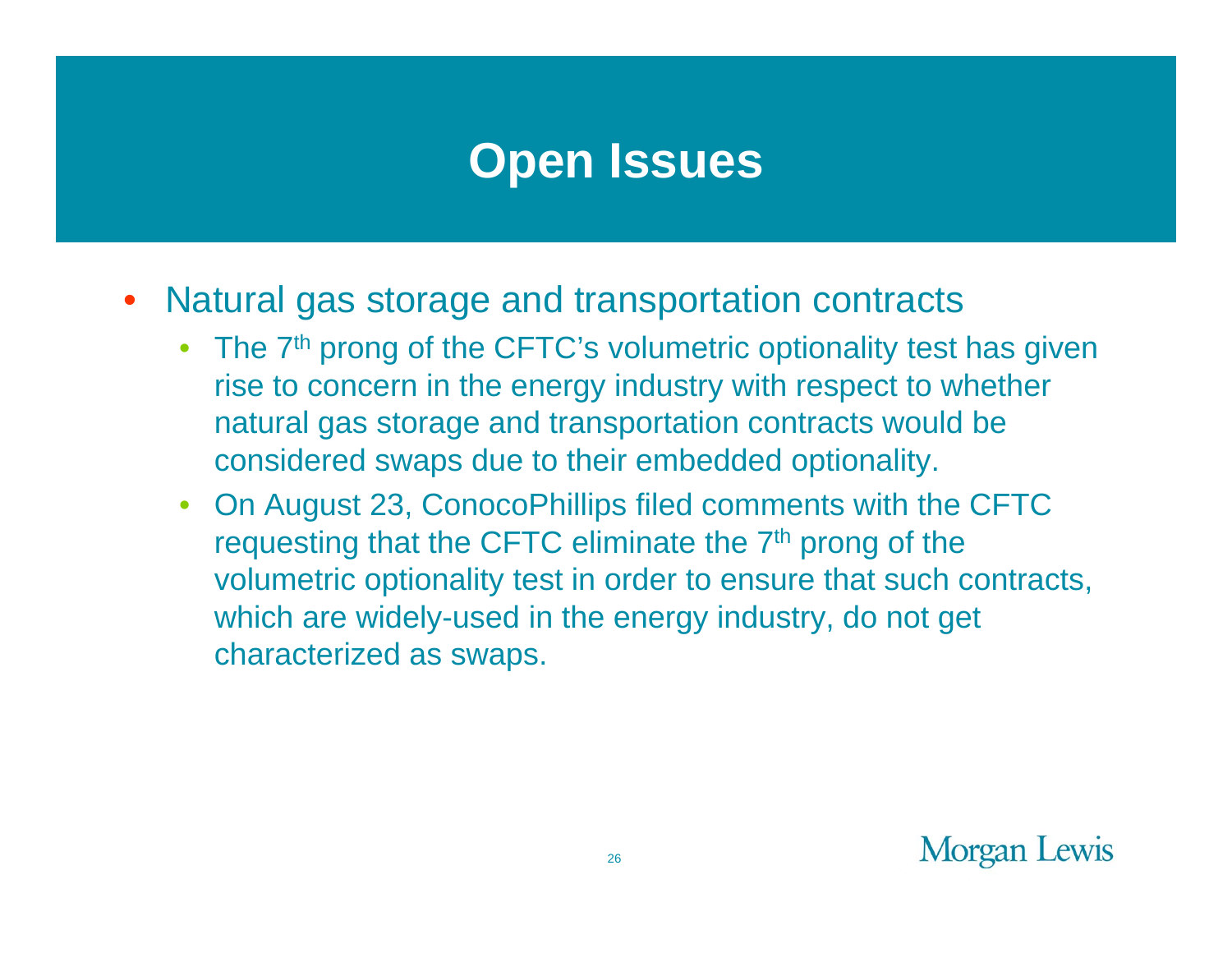# Open Issues

- Natural gas storage and transportation contracts
  - The 7th prong of the CFTC's volumetric optionality test has given rise to concern in the energy industry with respect to whether natural gas storage and transportation contracts would be considered swaps due to their embedded optionality.
  - On August 23, ConocoPhillips filed comments with the CFTC requesting that the CFTC eliminate the 7th prong of the volumetric optionality test in order to ensure that such contracts, which are widely-used in the energy industry, do not get characterized as swaps.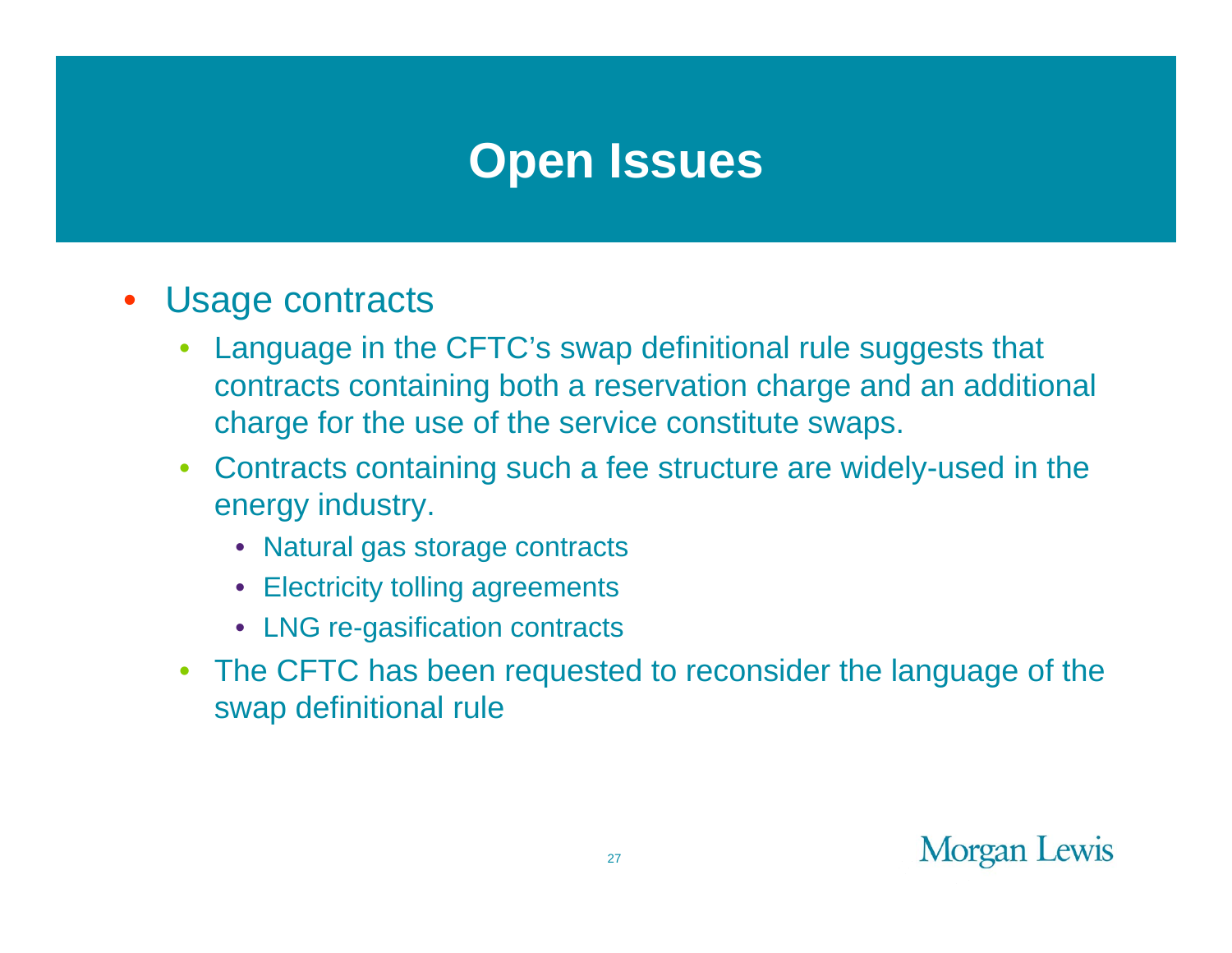# Open Issues

- Usage contracts
  - Language in the CFTC's swap definitional rule suggests that contracts containing both a reservation charge and an additional charge for the use of the service constitute swaps.
  - Contracts containing such a fee structure are widely-used in the energy industry.
    - Natural gas storage contracts
    - Electricity tolling agreements
    - LNG re-gasification contracts
  - The CFTC has been requested to reconsider the language of the swap definitional rule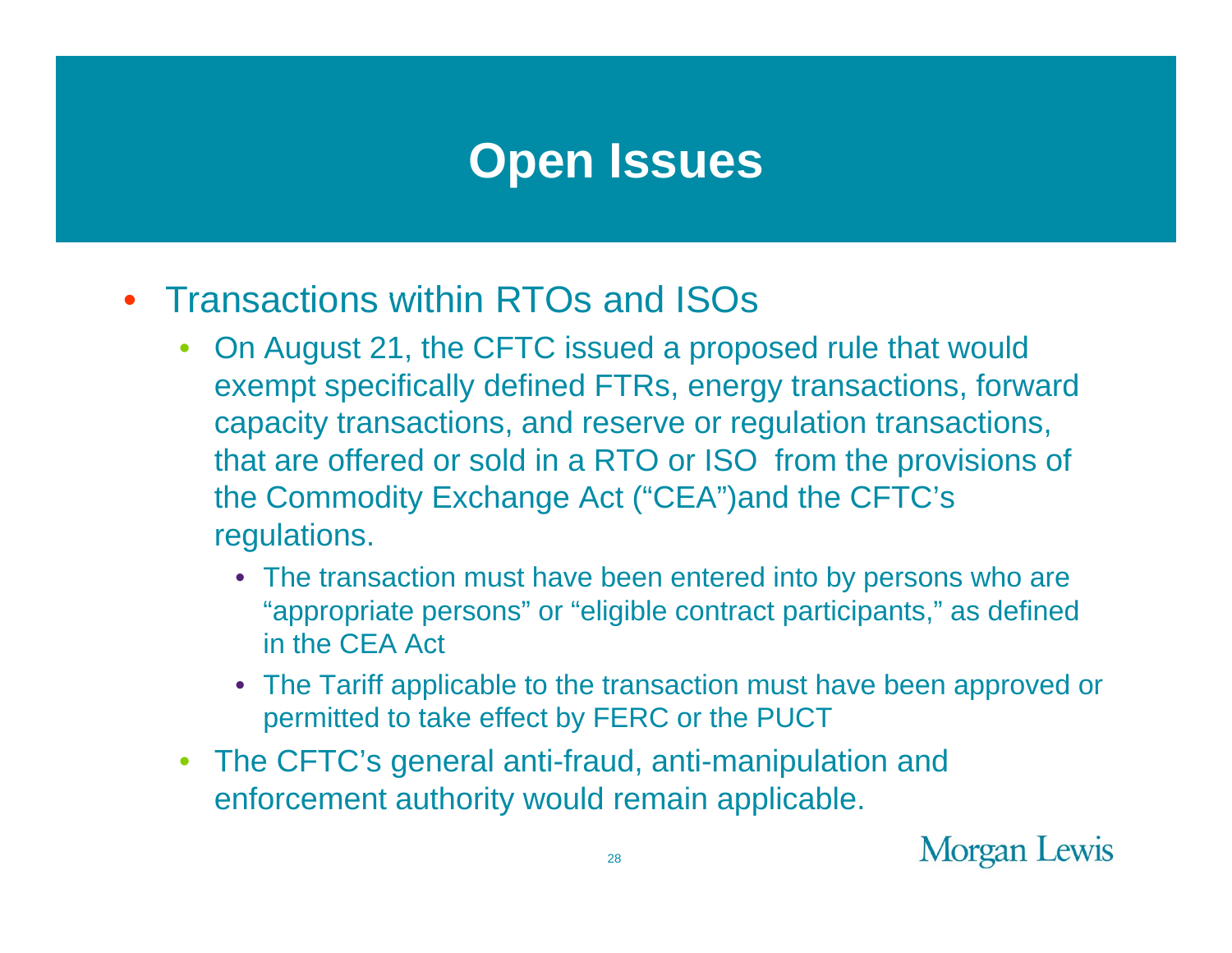# Open Issues

- Transactions within RTOs and ISOs
  - On August 21, the CFTC issued a proposed rule that would exempt specifically defined FTRs, energy transactions, forward capacity transactions, and reserve or regulation transactions, that are offered or sold in a RTO or ISO  from the provisions of the Commodity Exchange Act ("CEA")and the CFTC's regulations.
    - The transaction must have been entered into by persons who are "appropriate persons" or "eligible contract participants," as defined in the CEA Act
    - The Tariff applicable to the transaction must have been approved or permitted to take effect by FERC or the PUCT
  - The CFTC's general anti-fraud, anti-manipulation and enforcement authority would remain applicable.

Morgan Lewis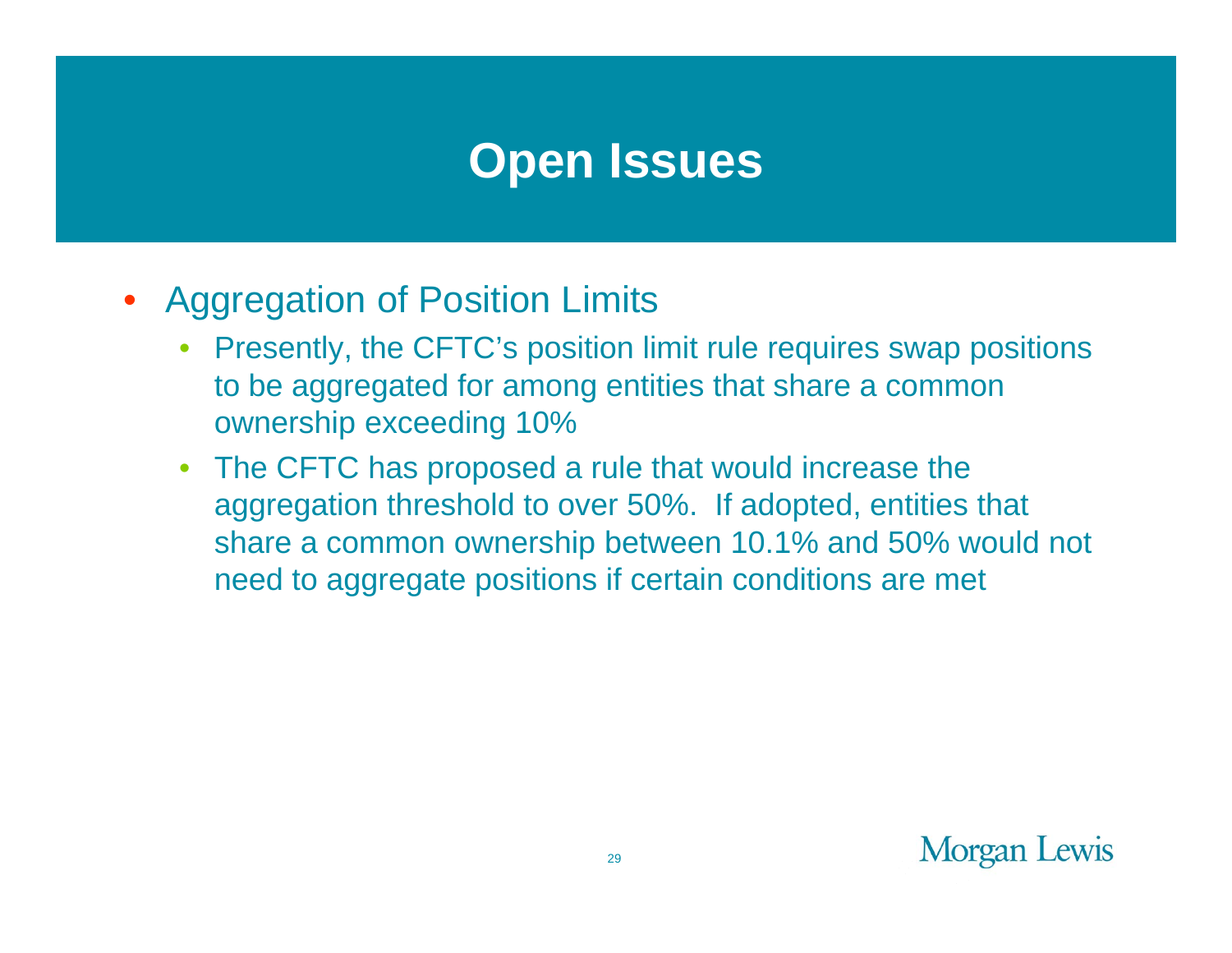# Open Issues

- Aggregation of Position Limits
  - Presently, the CFTC's position limit rule requires swap positions to be aggregated for among entities that share a common ownership exceeding 10%
  - The CFTC has proposed a rule that would increase the aggregation threshold to over 50%. If adopted, entities that share a common ownership between 10.1% and 50% would not need to aggregate positions if certain conditions are met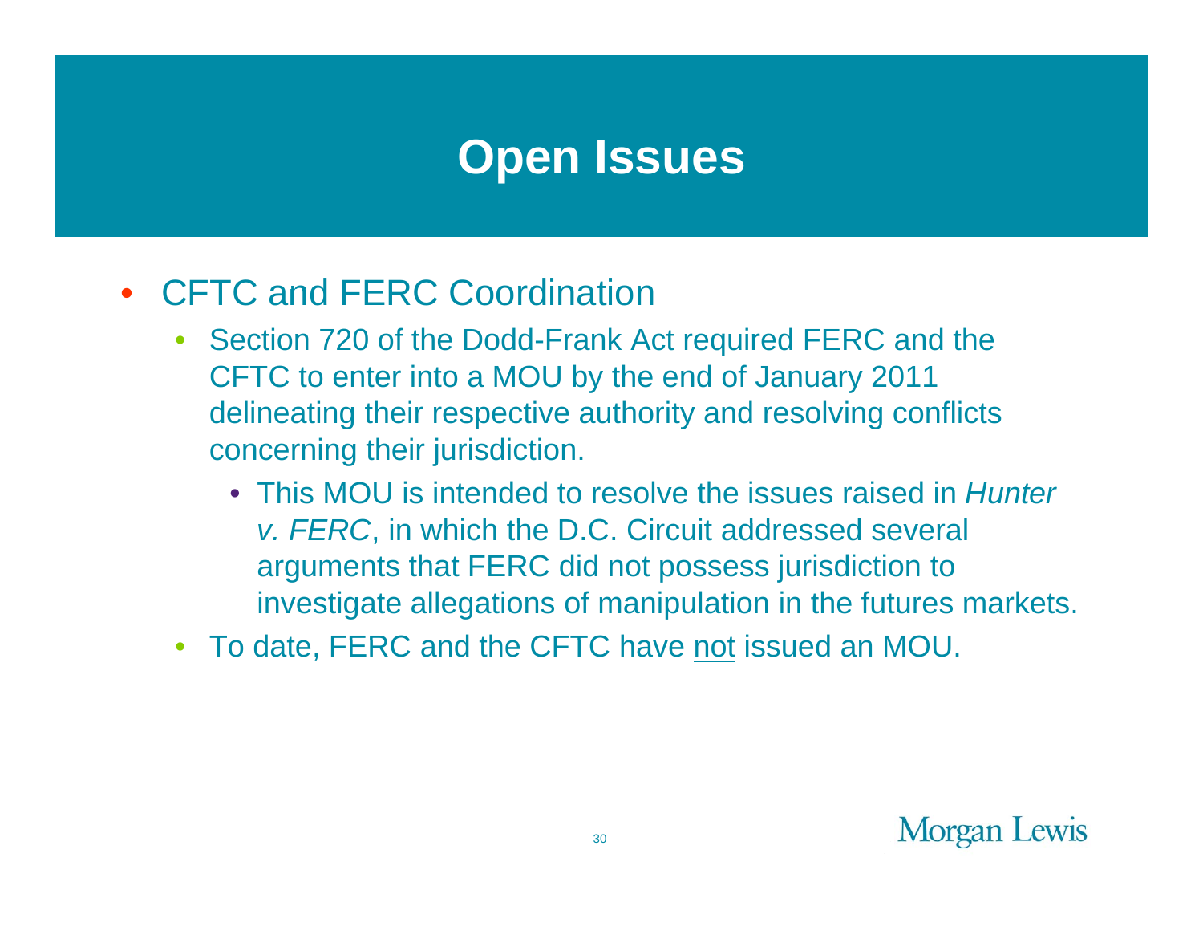# Open Issues

- CFTC and FERC Coordination
  - Section 720 of the Dodd-Frank Act required FERC and the CFTC to enter into a MOU by the end of January 2011 delineating their respective authority and resolving conflicts concerning their jurisdiction.
    - This MOU is intended to resolve the issues raised in *Hunter v. FERC*, in which the D.C. Circuit addressed several arguments that FERC did not possess jurisdiction to investigate allegations of manipulation in the futures markets.
  - To date, FERC and the CFTC have <u>not</u> issued an MOU.

Morgan Lewis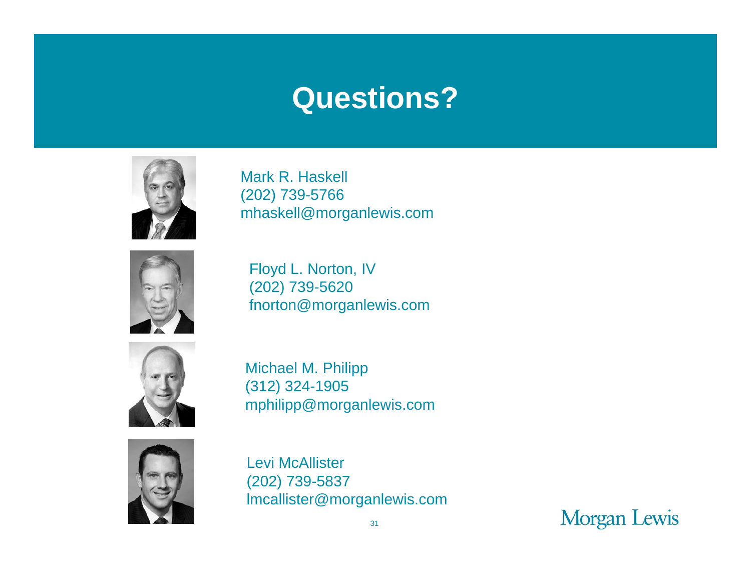# Questions?

Mark R. Haskell
(202) 739-5766
mhaskell@morganlewis.com

Floyd L. Norton, IV
(202) 739-5620
fnorton@morganlewis.com

Michael M. Philipp
(312) 324-1905
mphilipp@morganlewis.com

Levi McAllister
(202) 739-5837
lmcallister@morganlewis.com

Morgan Lewis